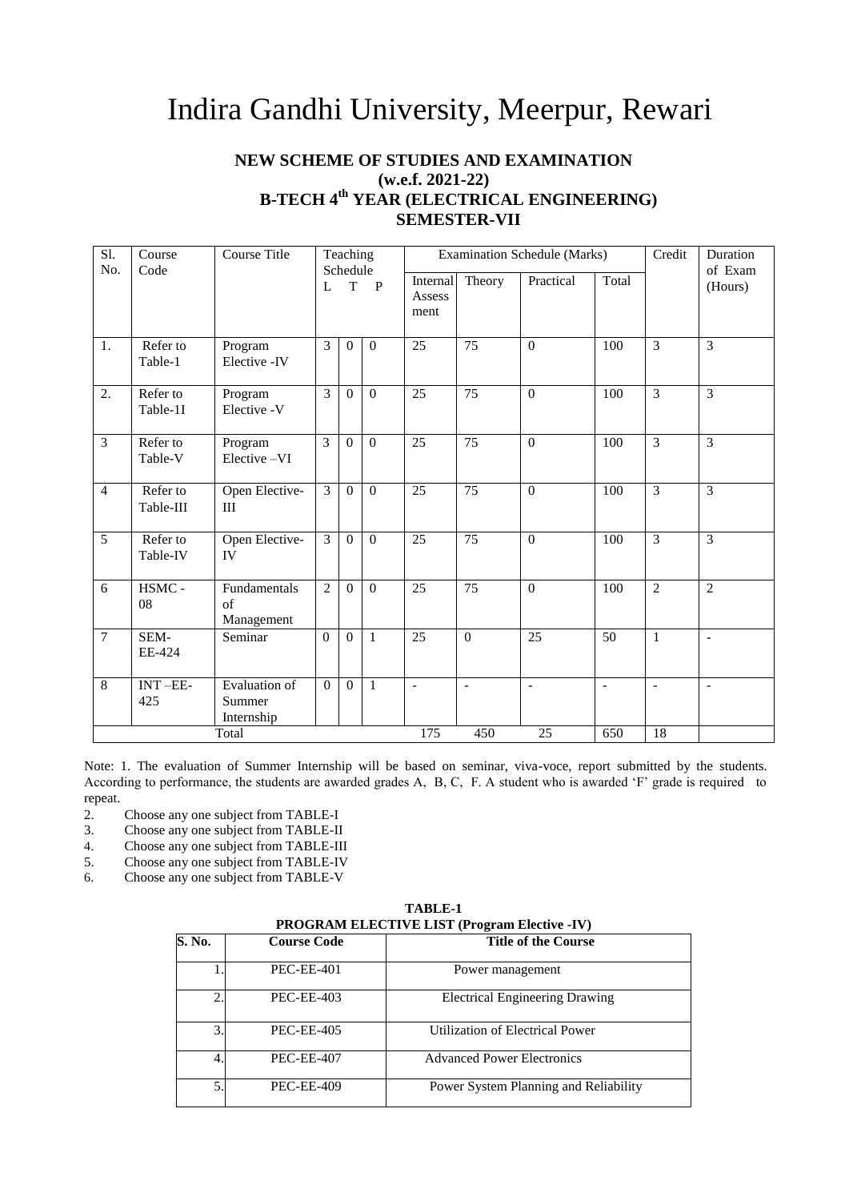# Indira Gandhi University, Meerpur, Rewari

## NEW SCHEME OF STUDIES AND EXAMINATION
## (w.e.f. 2021-22)
## B-TECH 4th YEAR (ELECTRICAL ENGINEERING)
## SEMESTER-VII

| Sl. No. | Course Code | Course Title | Teaching Schedule | | | Examination Schedule (Marks) | | | | Credit | Duration of Exam (Hours) |
|---|---|---|---|---|---|---|---|---|---|---|---|
| | | | L | T | P | Internal Assess ment | Theory | Practical | Total | | |
| 1. | Refer to Table-1 | Program Elective -IV | 3 | 0 | 0 | 25 | 75 | 0 | 100 | 3 | 3 |
| 2. | Refer to Table-1I | Program Elective -V | 3 | 0 | 0 | 25 | 75 | 0 | 100 | 3 | 3 |
| 3 | Refer to Table-V | Program Elective –VI | 3 | 0 | 0 | 25 | 75 | 0 | 100 | 3 | 3 |
| 4 | Refer to Table-III | Open Elective-III | 3 | 0 | 0 | 25 | 75 | 0 | 100 | 3 | 3 |
| 5 | Refer to Table-IV | Open Elective-IV | 3 | 0 | 0 | 25 | 75 | 0 | 100 | 3 | 3 |
| 6 | HSMC - 08 | Fundamentals of Management | 2 | 0 | 0 | 25 | 75 | 0 | 100 | 2 | 2 |
| 7 | SEM-EE-424 | Seminar | 0 | 0 | 1 | 25 | 0 | 25 | 50 | 1 | - |
| 8 | INT –EE-425 | Evaluation of Summer Internship | 0 | 0 | 1 | - | - | - | - | - | - |
| | | Total | | | | 175 | 450 | 25 | 650 | 18 | |

Note: 1. The evaluation of Summer Internship will be based on seminar, viva-voce, report submitted by the students. According to performance, the students are awarded grades A, B, C, F. A student who is awarded 'F' grade is required to repeat.

2. Choose any one subject from TABLE-I
3. Choose any one subject from TABLE-II
4. Choose any one subject from TABLE-III
5. Choose any one subject from TABLE-IV
6. Choose any one subject from TABLE-V

**TABLE-1**
**PROGRAM ELECTIVE LIST (Program Elective -IV)**

| S. No. | Course Code | Title of the Course |
|---|---|---|
| 1. | PEC-EE-401 | Power management |
| 2. | PEC-EE-403 | Electrical Engineering Drawing |
| 3. | PEC-EE-405 | Utilization of Electrical Power |
| 4. | PEC-EE-407 | Advanced Power Electronics |
| 5. | PEC-EE-409 | Power System Planning and Reliability |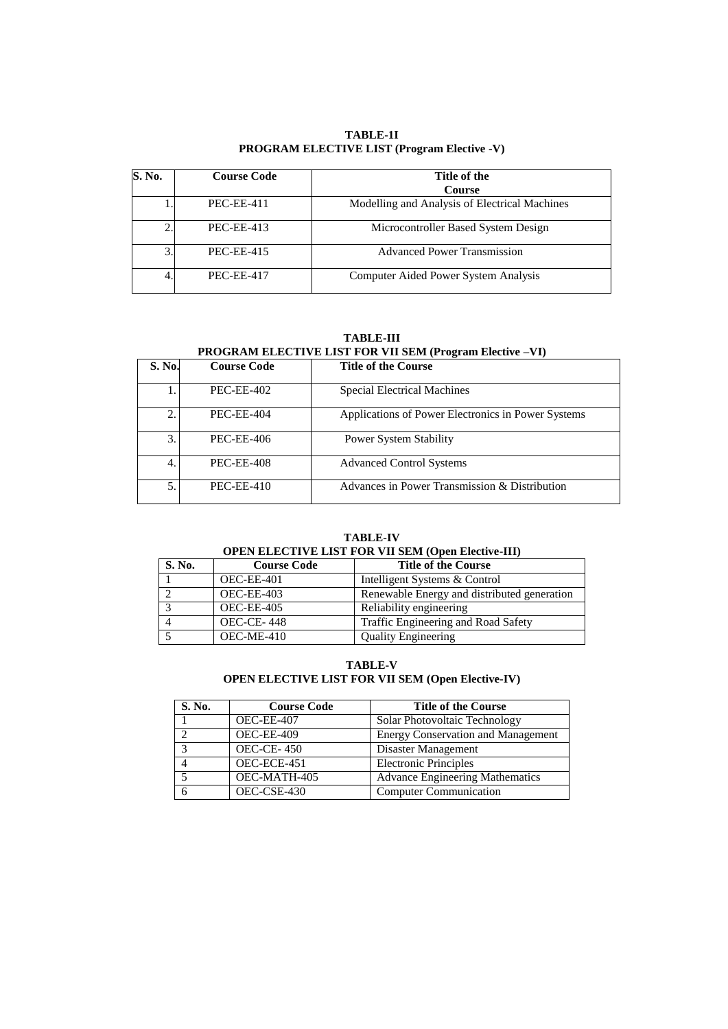**TABLE-1I**
**PROGRAM ELECTIVE LIST (Program Elective -V)**

| S. No. | Course Code | Title of the Course |
|---|---|---|
| 1. | PEC-EE-411 | Modelling and Analysis of Electrical Machines |
| 2. | PEC-EE-413 | Microcontroller Based System Design |
| 3. | PEC-EE-415 | Advanced Power Transmission |
| 4. | PEC-EE-417 | Computer Aided Power System Analysis |

**TABLE-III**
**PROGRAM ELECTIVE LIST FOR VII SEM (Program Elective –VI)**

| S. No. | Course Code | Title of the Course |
|---|---|---|
| 1. | PEC-EE-402 | Special Electrical Machines |
| 2. | PEC-EE-404 | Applications of Power Electronics in Power Systems |
| 3. | PEC-EE-406 | Power System Stability |
| 4. | PEC-EE-408 | Advanced Control Systems |
| 5. | PEC-EE-410 | Advances in Power Transmission & Distribution |

**TABLE-IV**
**OPEN ELECTIVE LIST FOR VII SEM (Open Elective-III)**

| S. No. | Course Code | Title of the Course |
|---|---|---|
| 1 | OEC-EE-401 | Intelligent Systems & Control |
| 2 | OEC-EE-403 | Renewable Energy and distributed generation |
| 3 | OEC-EE-405 | Reliability engineering |
| 4 | OEC-CE- 448 | Traffic Engineering and Road Safety |
| 5 | OEC-ME-410 | Quality Engineering |

**TABLE-V**
**OPEN ELECTIVE LIST FOR VII SEM (Open Elective-IV)**

| S. No. | Course Code | Title of the Course |
|---|---|---|
| 1 | OEC-EE-407 | Solar Photovoltaic Technology |
| 2 | OEC-EE-409 | Energy Conservation and Management |
| 3 | OEC-CE- 450 | Disaster Management |
| 4 | OEC-ECE-451 | Electronic Principles |
| 5 | OEC-MATH-405 | Advance Engineering Mathematics |
| 6 | OEC-CSE-430 | Computer Communication |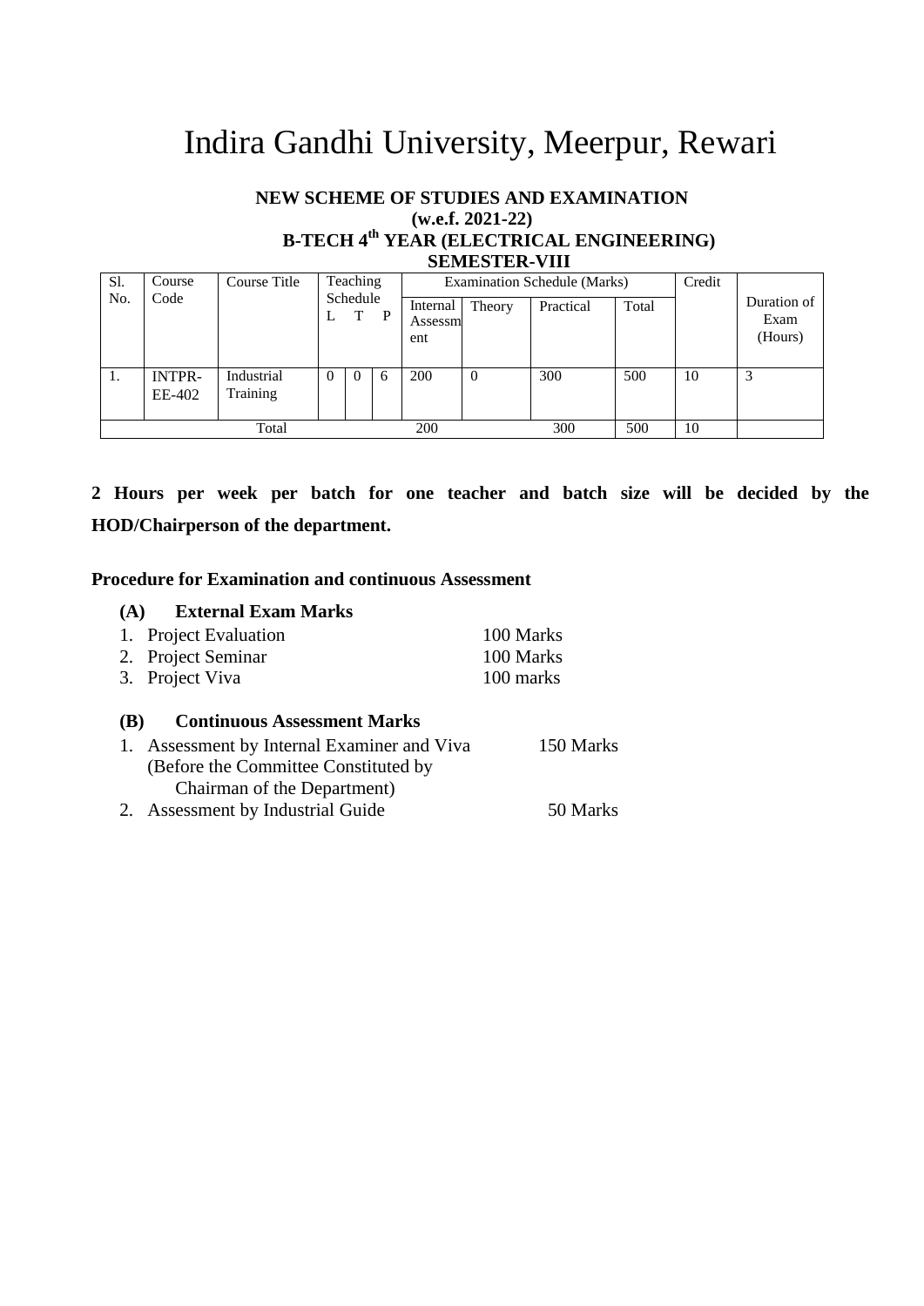# Indira Gandhi University, Meerpur, Rewari

**NEW SCHEME OF STUDIES AND EXAMINATION**
**(w.e.f. 2021-22)**
**B-TECH 4th YEAR (ELECTRICAL ENGINEERING)**
**SEMESTER-VIII**

| Sl. No. | Course Code | Course Title | Teaching Schedule | | | Examination Schedule (Marks) | | | | Credit | Duration of Exam (Hours) |
|---|---|---|---|---|---|---|---|---|---|---|---|
| | | | L | T | P | Internal Assessment | Theory | Practical | Total | | |
| 1. | INTPR-EE-402 | Industrial Training | 0 | 0 | 6 | 200 | 0 | 300 | 500 | 10 | 3 |
| Total | | | | | | 200 | | 300 | 500 | 10 | |

**2 Hours per week per batch for one teacher and batch size will be decided by the HOD/Chairperson of the department.**

**Procedure for Examination and continuous Assessment**

**(A) External Exam Marks**

1. Project Evaluation — 100 Marks
2. Project Seminar — 100 Marks
3. Project Viva — 100 marks

**(B) Continuous Assessment Marks**

1. Assessment by Internal Examiner and Viva (Before the Committee Constituted by Chairman of the Department) — 150 Marks
2. Assessment by Industrial Guide — 50 Marks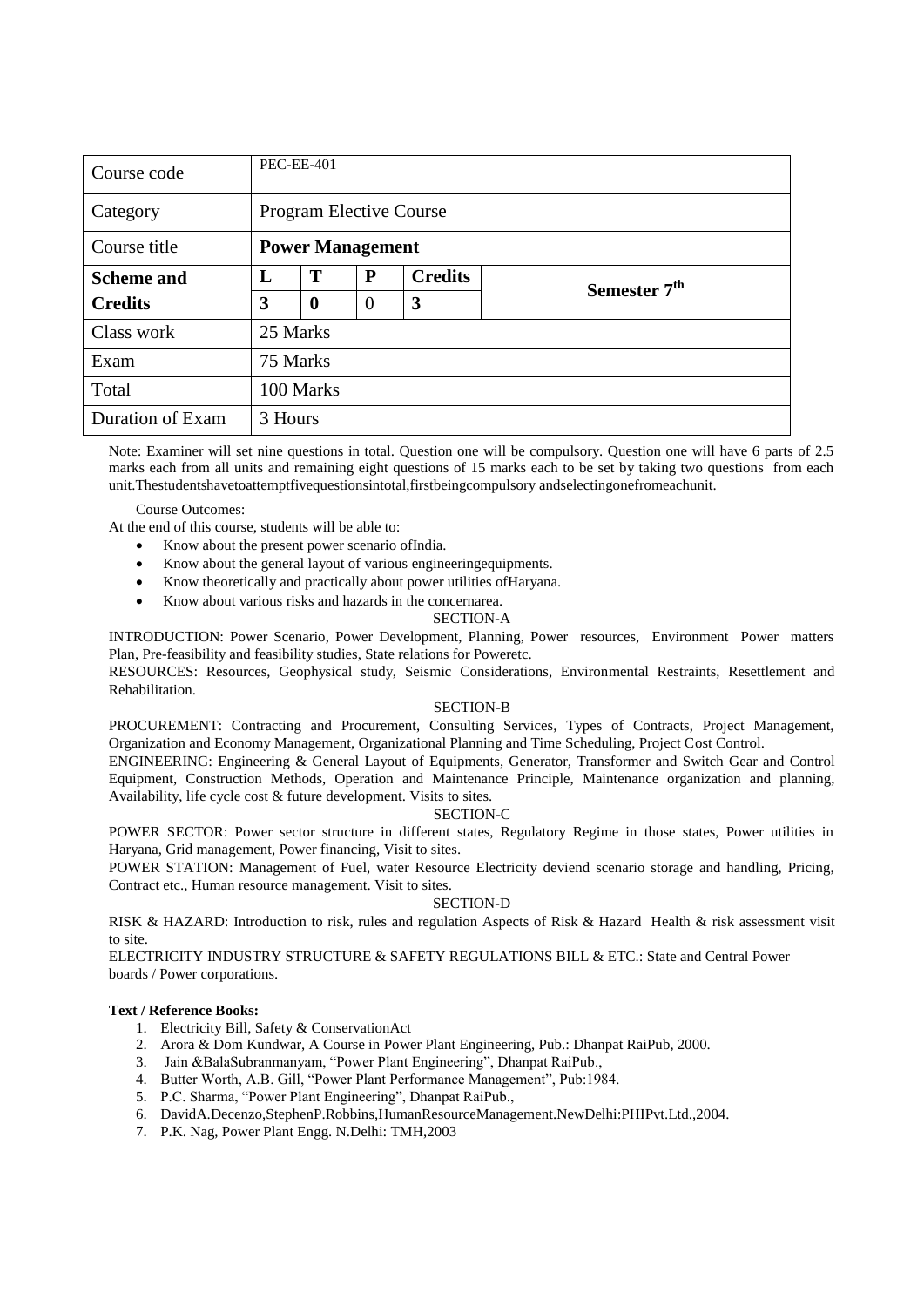| Course code | PEC-EE-401 | | | | |
|---|---|---|---|---|---|
| Category | Program Elective Course | | | | |
| Course title | **Power Management** | | | | |
| **Scheme and** | **L** | **T** | **P** | **Credits** | **Semester 7th** |
| **Credits** | **3** | **0** | 0 | **3** | |
| Class work | 25 Marks | | | | |
| Exam | 75 Marks | | | | |
| Total | 100 Marks | | | | |
| Duration of Exam | 3 Hours | | | | |

Note: Examiner will set nine questions in total. Question one will be compulsory. Question one will have 6 parts of 2.5 marks each from all units and remaining eight questions of 15 marks each to be set by taking two questions from each unit.Thestudentshavetoattemptfivequestionsintotal,firstbeingcompulsory andselectingonefromeachunit.

Course Outcomes:

At the end of this course, students will be able to:

- Know about the present power scenario ofIndia.
- Know about the general layout of various engineeringequipments.
- Know theoretically and practically about power utilities ofHaryana.
- Know about various risks and hazards in the concernarea.

SECTION-A

INTRODUCTION: Power Scenario, Power Development, Planning, Power resources, Environment Power matters Plan, Pre-feasibility and feasibility studies, State relations for Poweretc.

RESOURCES: Resources, Geophysical study, Seismic Considerations, Environmental Restraints, Resettlement and Rehabilitation.

SECTION-B

PROCUREMENT: Contracting and Procurement, Consulting Services, Types of Contracts, Project Management, Organization and Economy Management, Organizational Planning and Time Scheduling, Project Cost Control.

ENGINEERING: Engineering & General Layout of Equipments, Generator, Transformer and Switch Gear and Control Equipment, Construction Methods, Operation and Maintenance Principle, Maintenance organization and planning, Availability, life cycle cost & future development. Visits to sites.

SECTION-C

POWER SECTOR: Power sector structure in different states, Regulatory Regime in those states, Power utilities in Haryana, Grid management, Power financing, Visit to sites.

POWER STATION: Management of Fuel, water Resource Electricity deviend scenario storage and handling, Pricing, Contract etc., Human resource management. Visit to sites.

SECTION-D

RISK & HAZARD: Introduction to risk, rules and regulation Aspects of Risk & Hazard Health & risk assessment visit to site.

ELECTRICITY INDUSTRY STRUCTURE & SAFETY REGULATIONS BILL & ETC.: State and Central Power boards / Power corporations.

**Text / Reference Books:**

1. Electricity Bill, Safety & ConservationAct
2. Arora & Dom Kundwar, A Course in Power Plant Engineering, Pub.: Dhanpat RaiPub, 2000.
3. Jain &BalaSubranmanyam, "Power Plant Engineering", Dhanpat RaiPub.,
4. Butter Worth, A.B. Gill, "Power Plant Performance Management", Pub:1984.
5. P.C. Sharma, "Power Plant Engineering", Dhanpat RaiPub.,
6. DavidA.Decenzo,StephenP.Robbins,HumanResourceManagement.NewDelhi:PHIPvt.Ltd.,2004.
7. P.K. Nag, Power Plant Engg. N.Delhi: TMH,2003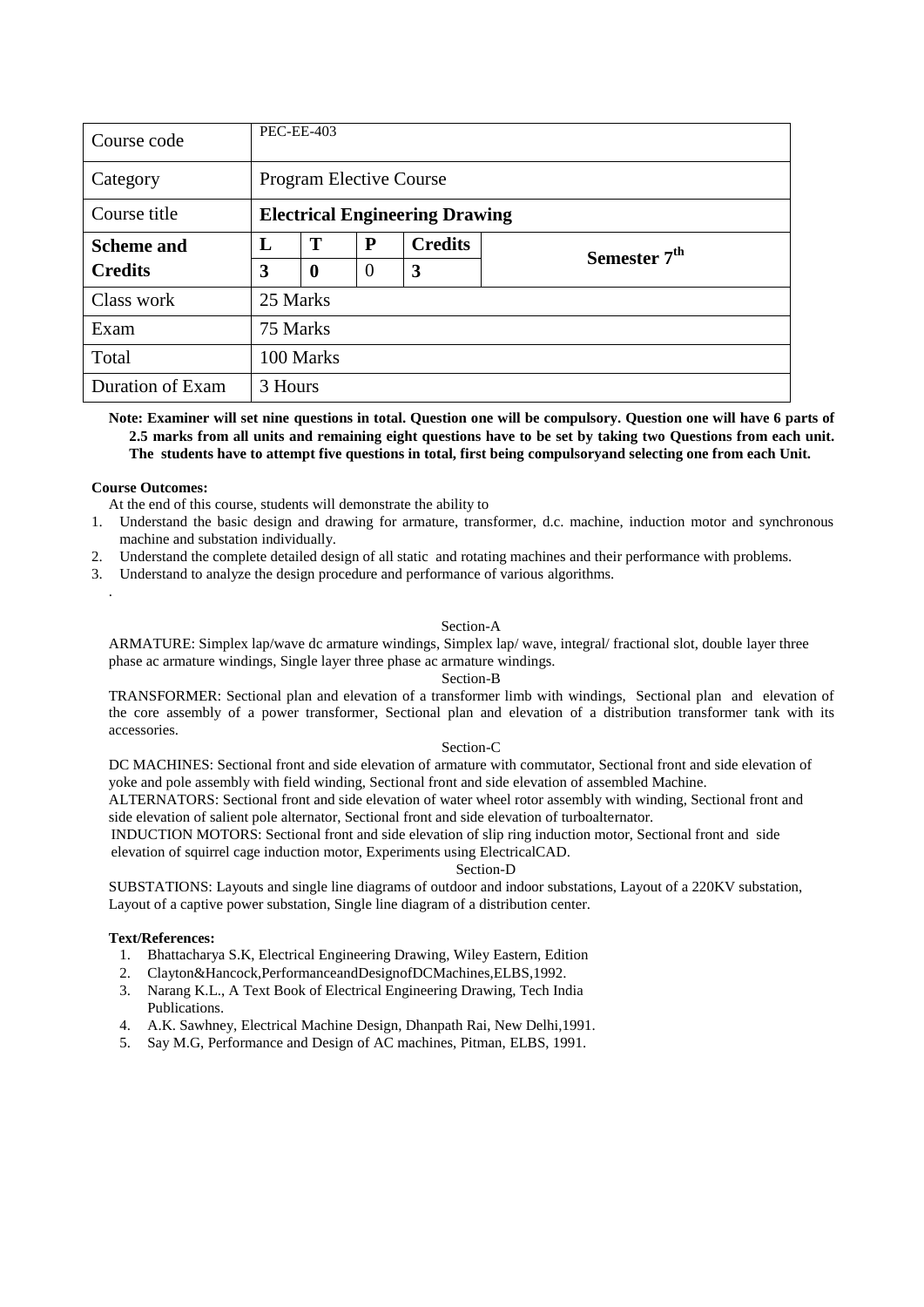| Course code | PEC-EE-403 | | | | |
|---|---|---|---|---|---|
| Category | Program Elective Course | | | | |
| Course title | **Electrical Engineering Drawing** | | | | |
| **Scheme and Credits** | **L** | **T** | **P** | **Credits** | **Semester 7th** |
| | **3** | **0** | 0 | **3** | |
| Class work | 25 Marks | | | | |
| Exam | 75 Marks | | | | |
| Total | 100 Marks | | | | |
| Duration of Exam | 3 Hours | | | | |

**Note: Examiner will set nine questions in total. Question one will be compulsory. Question one will have 6 parts of 2.5 marks from all units and remaining eight questions have to be set by taking two Questions from each unit. The students have to attempt five questions in total, first being compulsoryand selecting one from each Unit.**

**Course Outcomes:**

At the end of this course, students will demonstrate the ability to

1. Understand the basic design and drawing for armature, transformer, d.c. machine, induction motor and synchronous machine and substation individually.
2. Understand the complete detailed design of all static and rotating machines and their performance with problems.
3. Understand to analyze the design procedure and performance of various algorithms.

.

Section-A

ARMATURE: Simplex lap/wave dc armature windings, Simplex lap/ wave, integral/ fractional slot, double layer three phase ac armature windings, Single layer three phase ac armature windings.

Section-B

TRANSFORMER: Sectional plan and elevation of a transformer limb with windings, Sectional plan and elevation of the core assembly of a power transformer, Sectional plan and elevation of a distribution transformer tank with its accessories.

Section-C

DC MACHINES: Sectional front and side elevation of armature with commutator, Sectional front and side elevation of yoke and pole assembly with field winding, Sectional front and side elevation of assembled Machine.

ALTERNATORS: Sectional front and side elevation of water wheel rotor assembly with winding, Sectional front and side elevation of salient pole alternator, Sectional front and side elevation of turboalternator.

INDUCTION MOTORS: Sectional front and side elevation of slip ring induction motor, Sectional front and side elevation of squirrel cage induction motor, Experiments using ElectricalCAD.

Section-D

SUBSTATIONS: Layouts and single line diagrams of outdoor and indoor substations, Layout of a 220KV substation, Layout of a captive power substation, Single line diagram of a distribution center.

**Text/References:**

1. Bhattacharya S.K, Electrical Engineering Drawing, Wiley Eastern, Edition
2. Clayton&Hancock,PerformanceandDesignofDCMachines,ELBS,1992.
3. Narang K.L., A Text Book of Electrical Engineering Drawing, Tech India Publications.
4. A.K. Sawhney, Electrical Machine Design, Dhanpath Rai, New Delhi,1991.
5. Say M.G, Performance and Design of AC machines, Pitman, ELBS, 1991.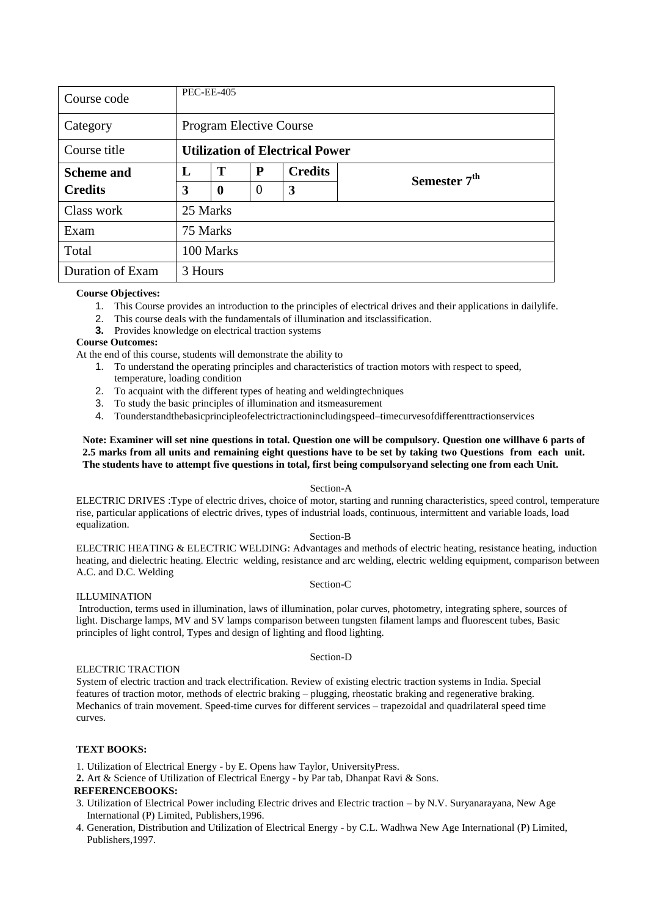| Course code | PEC-EE-405 | | | | |
|---|---|---|---|---|---|
| Category | Program Elective Course | | | | |
| Course title | **Utilization of Electrical Power** | | | | |
| **Scheme and Credits** | **L** | **T** | **P** | **Credits** | **Semester 7th** |
| | **3** | **0** | 0 | **3** | |
| Class work | 25 Marks | | | | |
| Exam | 75 Marks | | | | |
| Total | 100 Marks | | | | |
| Duration of Exam | 3 Hours | | | | |

**Course Objectives:**

1. This Course provides an introduction to the principles of electrical drives and their applications in dailylife.
2. This course deals with the fundamentals of illumination and itsclassification.
3. Provides knowledge on electrical traction systems

**Course Outcomes:**

At the end of this course, students will demonstrate the ability to

1. To understand the operating principles and characteristics of traction motors with respect to speed, temperature, loading condition
2. To acquaint with the different types of heating and weldingtechniques
3. To study the basic principles of illumination and itsmeasurement
4. Tounderstandthebasicprincipleofelectrictractionincludingspeed–timecurvesofdifferenttractionservices

**Note: Examiner will set nine questions in total. Question one will be compulsory. Question one willhave 6 parts of 2.5 marks from all units and remaining eight questions have to be set by taking two Questions from each unit. The students have to attempt five questions in total, first being compulsoryand selecting one from each Unit.**

Section-A

ELECTRIC DRIVES :Type of electric drives, choice of motor, starting and running characteristics, speed control, temperature rise, particular applications of electric drives, types of industrial loads, continuous, intermittent and variable loads, load equalization.

Section-B

ELECTRIC HEATING & ELECTRIC WELDING: Advantages and methods of electric heating, resistance heating, induction heating, and dielectric heating. Electric welding, resistance and arc welding, electric welding equipment, comparison between A.C. and D.C. Welding

Section-C

ILLUMINATION

Introduction, terms used in illumination, laws of illumination, polar curves, photometry, integrating sphere, sources of light. Discharge lamps, MV and SV lamps comparison between tungsten filament lamps and fluorescent tubes, Basic principles of light control, Types and design of lighting and flood lighting.

Section-D

ELECTRIC TRACTION

System of electric traction and track electrification. Review of existing electric traction systems in India. Special features of traction motor, methods of electric braking – plugging, rheostatic braking and regenerative braking. Mechanics of train movement. Speed-time curves for different services – trapezoidal and quadrilateral speed time curves.

**TEXT BOOKS:**

1. Utilization of Electrical Energy - by E. Opens haw Taylor, UniversityPress.
2. Art & Science of Utilization of Electrical Energy - by Par tab, Dhanpat Ravi & Sons.

**REFERENCEBOOKS:**

3. Utilization of Electrical Power including Electric drives and Electric traction – by N.V. Suryanarayana, New Age International (P) Limited, Publishers,1996.
4. Generation, Distribution and Utilization of Electrical Energy - by C.L. Wadhwa New Age International (P) Limited, Publishers,1997.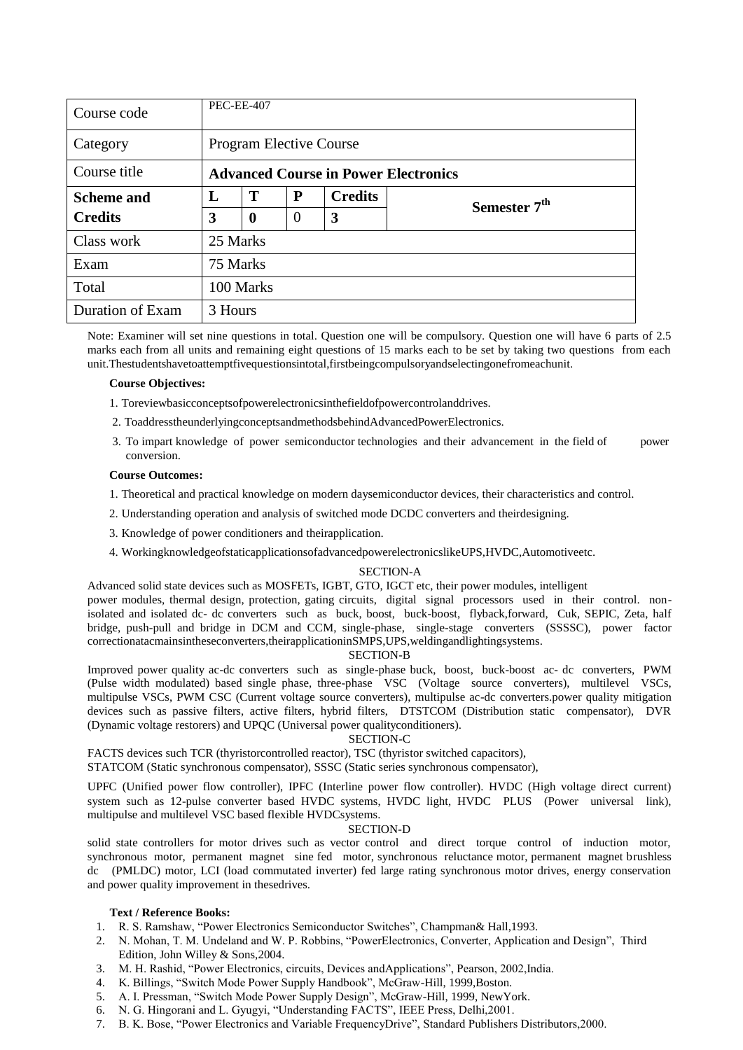| Course code | PEC-EE-407 | | | | |
|---|---|---|---|---|---|
| Category | Program Elective Course | | | | |
| Course title | **Advanced Course in Power Electronics** | | | | |
| **Scheme and Credits** | **L** | **T** | **P** | **Credits** | **Semester 7th** |
| | **3** | **0** | 0 | **3** | |
| Class work | 25 Marks | | | | |
| Exam | 75 Marks | | | | |
| Total | 100 Marks | | | | |
| Duration of Exam | 3 Hours | | | | |

Note: Examiner will set nine questions in total. Question one will be compulsory. Question one will have 6 parts of 2.5 marks each from all units and remaining eight questions of 15 marks each to be set by taking two questions from each unit.Thestudentshavetoattemptfivequestionsintotal,firstbeingcompulsoryandselectingonefromeachunit.

**Course Objectives:**

1. Toreviewbasicconceptsofpowerelectronicsinthefieldofpowercontrolanddrives.
2. ToaddresstheunderlyingconceptsandmethodsbehindAdvancedPowerElectronics.
3. To impart knowledge of power semiconductor technologies and their advancement in the field of power conversion.

**Course Outcomes:**

1. Theoretical and practical knowledge on modern daysemiconductor devices, their characteristics and control.
2. Understanding operation and analysis of switched mode DCDC converters and theirdesigning.
3. Knowledge of power conditioners and theirapplication.
4. WorkingknowledgeofstaticapplicationsofadvancedpowerelectronicslikeUPS,HVDC,Automotiveetc.

SECTION-A

Advanced solid state devices such as MOSFETs, IGBT, GTO, IGCT etc, their power modules, intelligent power modules, thermal design, protection, gating circuits, digital signal processors used in their control. non-isolated and isolated dc- dc converters such as buck, boost, buck-boost, flyback,forward, Cuk, SEPIC, Zeta, half bridge, push-pull and bridge in DCM and CCM, single-phase, single-stage converters (SSSSC), power factor correctionatacmainsintheseconverters,theirapplicationinSMPS,UPS,weldingandlightingsystems.

SECTION-B

Improved power quality ac-dc converters such as single-phase buck, boost, buck-boost ac- dc converters, PWM (Pulse width modulated) based single phase, three-phase VSC (Voltage source converters), multilevel VSCs, multipulse VSCs, PWM CSC (Current voltage source converters), multipulse ac-dc converters.power quality mitigation devices such as passive filters, active filters, hybrid filters, DTSTCOM (Distribution static compensator), DVR (Dynamic voltage restorers) and UPQC (Universal power qualityconditioners).

SECTION-C

FACTS devices such TCR (thyristorcontrolled reactor), TSC (thyristor switched capacitors),
STATCOM (Static synchronous compensator), SSSC (Static series synchronous compensator),

UPFC (Unified power flow controller), IPFC (Interline power flow controller). HVDC (High voltage direct current) system such as 12-pulse converter based HVDC systems, HVDC light, HVDC PLUS (Power universal link), multipulse and multilevel VSC based flexible HVDCsystems.

SECTION-D

solid state controllers for motor drives such as vector control and direct torque control of induction motor, synchronous motor, permanent magnet sine fed motor, synchronous reluctance motor, permanent magnet brushless dc (PMLDC) motor, LCI (load commutated inverter) fed large rating synchronous motor drives, energy conservation and power quality improvement in thesedrives.

**Text / Reference Books:**

1. R. S. Ramshaw, "Power Electronics Semiconductor Switches", Champman& Hall,1993.
2. N. Mohan, T. M. Undeland and W. P. Robbins, "PowerElectronics, Converter, Application and Design", Third Edition, John Willey & Sons,2004.
3. M. H. Rashid, "Power Electronics, circuits, Devices andApplications", Pearson, 2002,India.
4. K. Billings, "Switch Mode Power Supply Handbook", McGraw-Hill, 1999,Boston.
5. A. I. Pressman, "Switch Mode Power Supply Design", McGraw-Hill, 1999, NewYork.
6. N. G. Hingorani and L. Gyugyi, "Understanding FACTS", IEEE Press, Delhi,2001.
7. B. K. Bose, "Power Electronics and Variable FrequencyDrive", Standard Publishers Distributors,2000.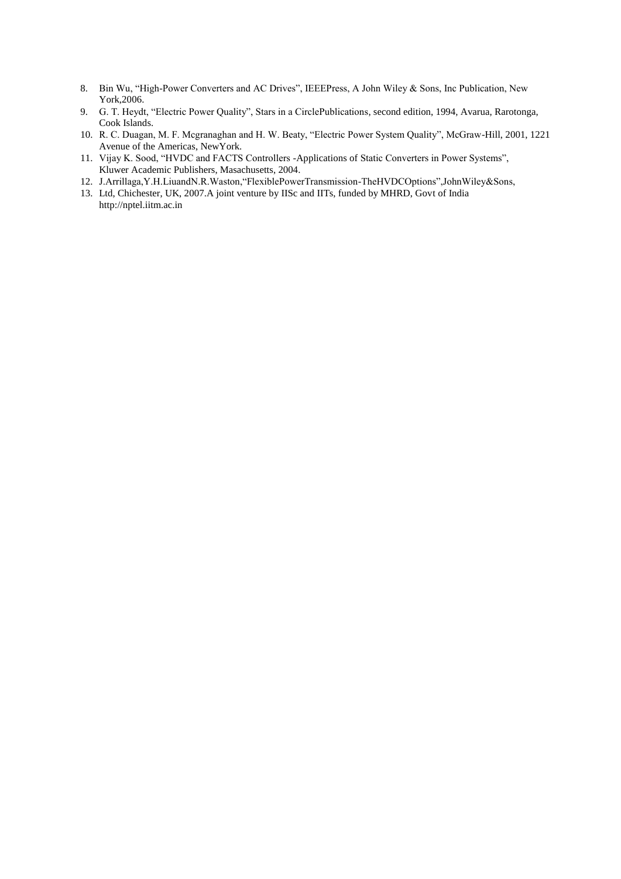8. Bin Wu, “High-Power Converters and AC Drives”, IEEEPress, A John Wiley & Sons, Inc Publication, New York,2006.
9. G. T. Heydt, “Electric Power Quality”, Stars in a CirclePublications, second edition, 1994, Avarua, Rarotonga, Cook Islands.
10. R. C. Duagan, M. F. Mcgranaghan and H. W. Beaty, “Electric Power System Quality”, McGraw-Hill, 2001, 1221 Avenue of the Americas, NewYork.
11. Vijay K. Sood, “HVDC and FACTS Controllers -Applications of Static Converters in Power Systems”, Kluwer Academic Publishers, Masachusetts, 2004.
12. J.Arrillaga,Y.H.LiuandN.R.Waston,“FlexiblePowerTransmission-TheHVDCOptions”,JohnWiley&Sons,
13. Ltd, Chichester, UK, 2007.A joint venture by IISc and IITs, funded by MHRD, Govt of India http://nptel.iitm.ac.in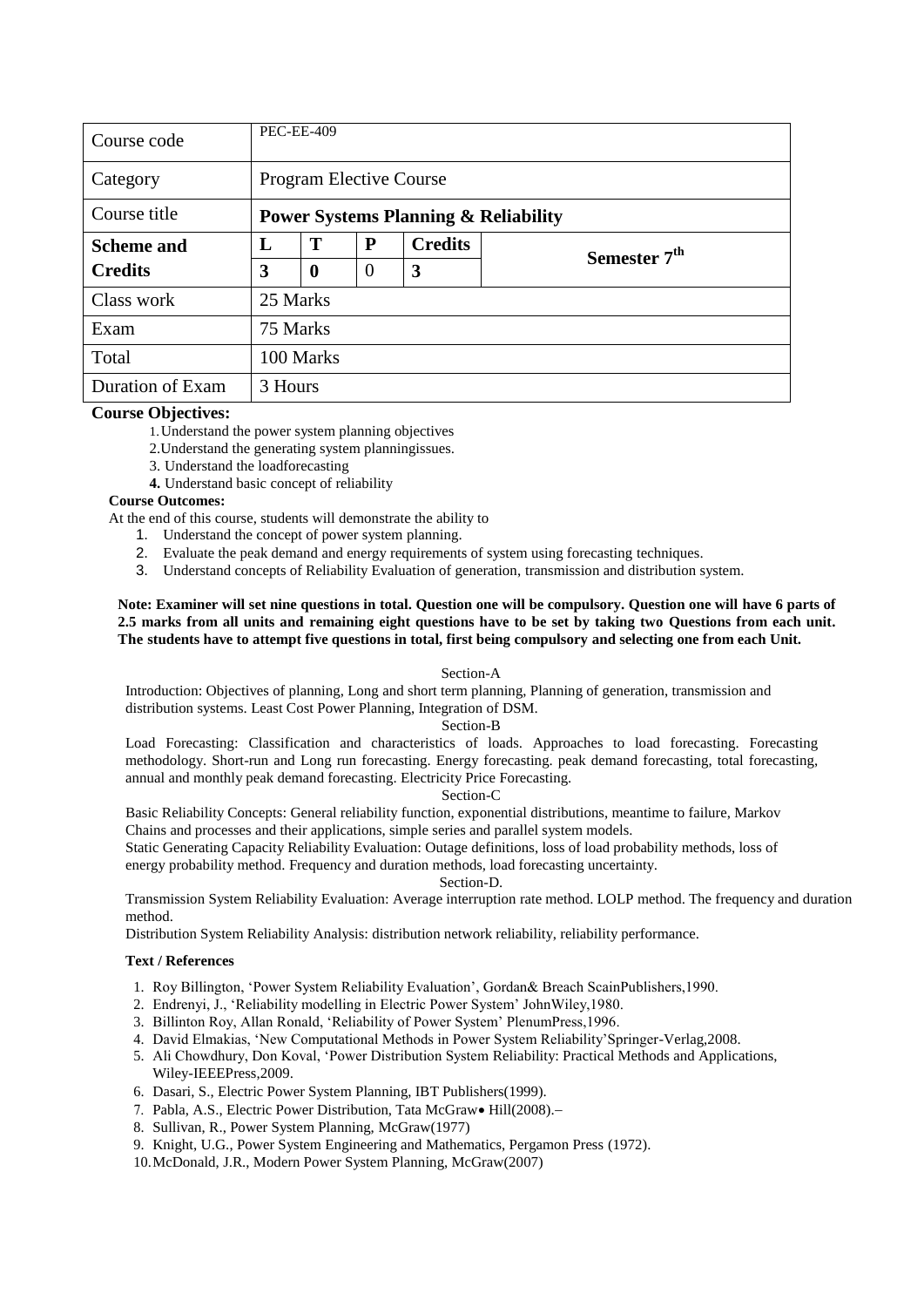| Course code | PEC-EE-409 | | | | |
|---|---|---|---|---|---|
| Category | Program Elective Course | | | | |
| Course title | **Power Systems Planning & Reliability** | | | | |
| **Scheme and Credits** | **L** | **T** | **P** | **Credits** | **Semester 7th** |
| | **3** | **0** | 0 | **3** | |
| Class work | 25 Marks | | | | |
| Exam | 75 Marks | | | | |
| Total | 100 Marks | | | | |
| Duration of Exam | 3 Hours | | | | |

**Course Objectives:**

1. Understand the power system planning objectives
2. Understand the generating system planningissues.
3. Understand the loadforecasting
4. Understand basic concept of reliability

**Course Outcomes:**

At the end of this course, students will demonstrate the ability to

1. Understand the concept of power system planning.
2. Evaluate the peak demand and energy requirements of system using forecasting techniques.
3. Understand concepts of Reliability Evaluation of generation, transmission and distribution system.

**Note: Examiner will set nine questions in total. Question one will be compulsory. Question one will have 6 parts of 2.5 marks from all units and remaining eight questions have to be set by taking two Questions from each unit. The students have to attempt five questions in total, first being compulsory and selecting one from each Unit.**

Section-A

Introduction: Objectives of planning, Long and short term planning, Planning of generation, transmission and distribution systems. Least Cost Power Planning, Integration of DSM.

Section-B

Load Forecasting: Classification and characteristics of loads. Approaches to load forecasting. Forecasting methodology. Short-run and Long run forecasting. Energy forecasting. peak demand forecasting, total forecasting, annual and monthly peak demand forecasting. Electricity Price Forecasting.

Section-C

Basic Reliability Concepts: General reliability function, exponential distributions, meantime to failure, Markov Chains and processes and their applications, simple series and parallel system models.

Static Generating Capacity Reliability Evaluation: Outage definitions, loss of load probability methods, loss of energy probability method. Frequency and duration methods, load forecasting uncertainty.

Section-D.

Transmission System Reliability Evaluation: Average interruption rate method. LOLP method. The frequency and duration method.

Distribution System Reliability Analysis: distribution network reliability, reliability performance.

**Text / References**

1. Roy Billington, 'Power System Reliability Evaluation', Gordan& Breach ScainPublishers,1990.
2. Endrenyi, J., 'Reliability modelling in Electric Power System' JohnWiley,1980.
3. Billinton Roy, Allan Ronald, 'Reliability of Power System' PlenumPress,1996.
4. David Elmakias, 'New Computational Methods in Power System Reliability'Springer-Verlag,2008.
5. Ali Chowdhury, Don Koval, 'Power Distribution System Reliability: Practical Methods and Applications, Wiley-IEEEPress,2009.
6. Dasari, S., Electric Power System Planning, IBT Publishers(1999).
7. Pabla, A.S., Electric Power Distribution, Tata McGraw• Hill(2008).–
8. Sullivan, R., Power System Planning, McGraw(1977)
9. Knight, U.G., Power System Engineering and Mathematics, Pergamon Press (1972).
10. McDonald, J.R., Modern Power System Planning, McGraw(2007)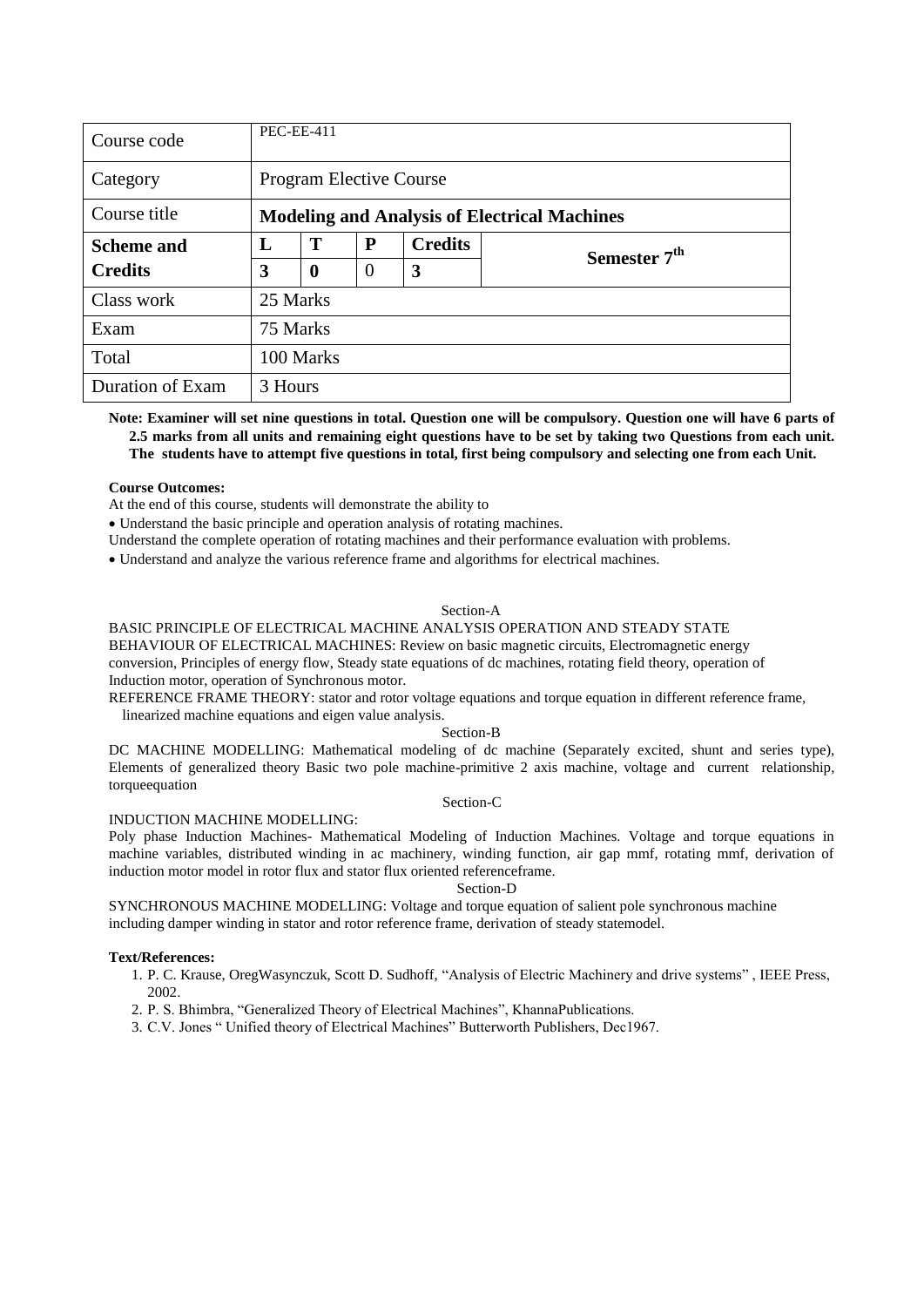| Course code | PEC-EE-411 | | | | |
|---|---|---|---|---|---|
| Category | Program Elective Course | | | | |
| Course title | **Modeling and Analysis of Electrical Machines** | | | | |
| **Scheme and Credits** | **L** | **T** | **P** | **Credits** | **Semester 7th** |
| | **3** | **0** | 0 | **3** | |
| Class work | 25 Marks | | | | |
| Exam | 75 Marks | | | | |
| Total | 100 Marks | | | | |
| Duration of Exam | 3 Hours | | | | |

**Note: Examiner will set nine questions in total. Question one will be compulsory. Question one will have 6 parts of 2.5 marks from all units and remaining eight questions have to be set by taking two Questions from each unit. The students have to attempt five questions in total, first being compulsory and selecting one from each Unit.**

**Course Outcomes:**

At the end of this course, students will demonstrate the ability to

- Understand the basic principle and operation analysis of rotating machines.

Understand the complete operation of rotating machines and their performance evaluation with problems.

- Understand and analyze the various reference frame and algorithms for electrical machines.

Section-A

BASIC PRINCIPLE OF ELECTRICAL MACHINE ANALYSIS OPERATION AND STEADY STATE BEHAVIOUR OF ELECTRICAL MACHINES: Review on basic magnetic circuits, Electromagnetic energy conversion, Principles of energy flow, Steady state equations of dc machines, rotating field theory, operation of Induction motor, operation of Synchronous motor.

REFERENCE FRAME THEORY: stator and rotor voltage equations and torque equation in different reference frame, linearized machine equations and eigen value analysis.

Section-B

DC MACHINE MODELLING: Mathematical modeling of dc machine (Separately excited, shunt and series type), Elements of generalized theory Basic two pole machine-primitive 2 axis machine, voltage and current relationship, torqueequation

Section-C

INDUCTION MACHINE MODELLING:

Poly phase Induction Machines- Mathematical Modeling of Induction Machines. Voltage and torque equations in machine variables, distributed winding in ac machinery, winding function, air gap mmf, rotating mmf, derivation of induction motor model in rotor flux and stator flux oriented referenceframe.

Section-D

SYNCHRONOUS MACHINE MODELLING: Voltage and torque equation of salient pole synchronous machine including damper winding in stator and rotor reference frame, derivation of steady statemodel.

**Text/References:**

1. P. C. Krause, OregWasynczuk, Scott D. Sudhoff, "Analysis of Electric Machinery and drive systems" , IEEE Press, 2002.
2. P. S. Bhimbra, "Generalized Theory of Electrical Machines", KhannaPublications.
3. C.V. Jones " Unified theory of Electrical Machines" Butterworth Publishers, Dec1967.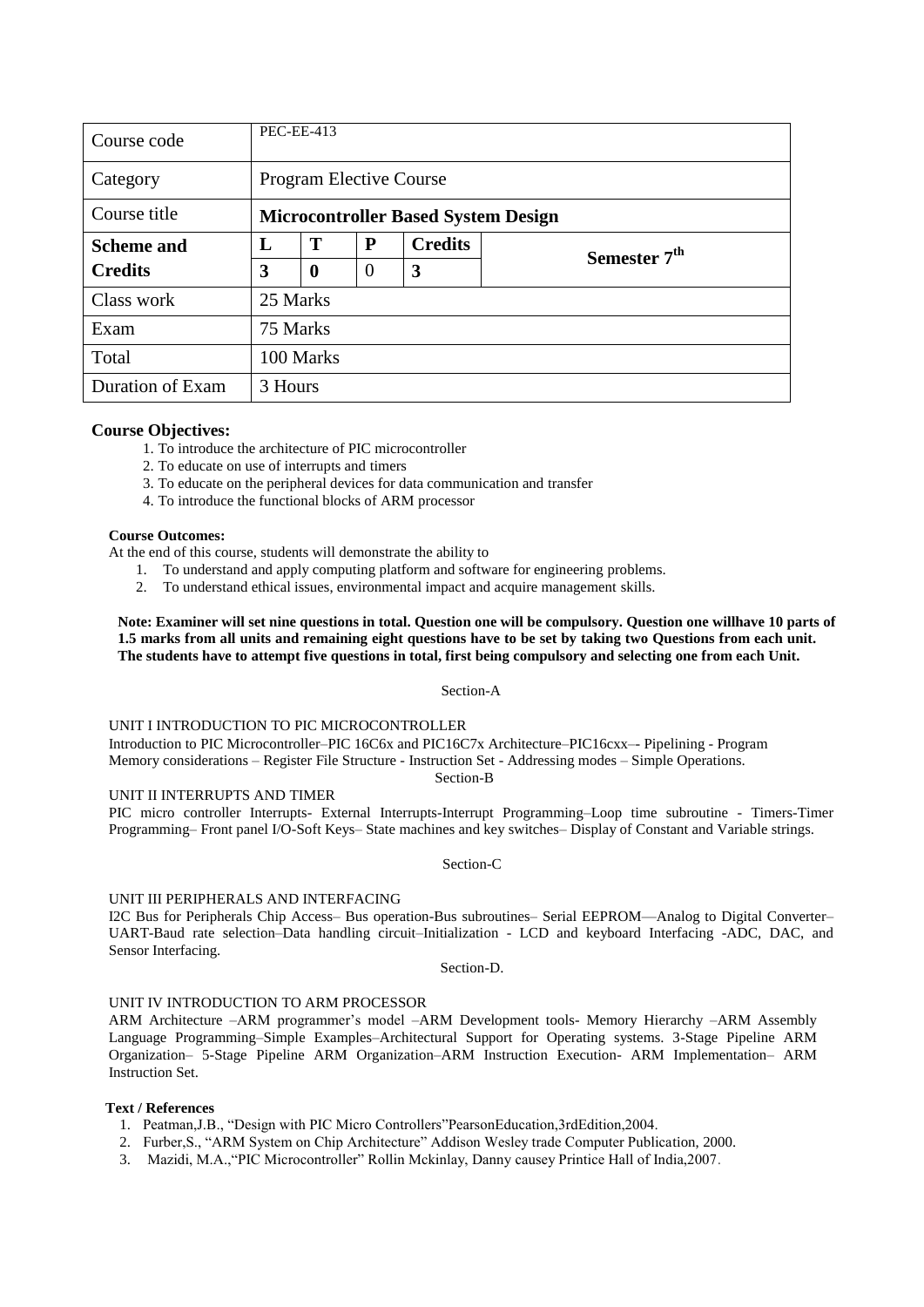| Course code | PEC-EE-413 | | | | |
|---|---|---|---|---|---|
| Category | Program Elective Course | | | | |
| Course title | **Microcontroller Based System Design** | | | | |
| **Scheme and Credits** | **L** | **T** | **P** | **Credits** | **Semester 7th** |
| | **3** | **0** | 0 | **3** | |
| Class work | 25 Marks | | | | |
| Exam | 75 Marks | | | | |
| Total | 100 Marks | | | | |
| Duration of Exam | 3 Hours | | | | |

**Course Objectives:**

1. To introduce the architecture of PIC microcontroller
2. To educate on use of interrupts and timers
3. To educate on the peripheral devices for data communication and transfer
4. To introduce the functional blocks of ARM processor

**Course Outcomes:**

At the end of this course, students will demonstrate the ability to

1. To understand and apply computing platform and software for engineering problems.
2. To understand ethical issues, environmental impact and acquire management skills.

**Note: Examiner will set nine questions in total. Question one will be compulsory. Question one willhave 10 parts of 1.5 marks from all units and remaining eight questions have to be set by taking two Questions from each unit. The students have to attempt five questions in total, first being compulsory and selecting one from each Unit.**

Section-A

UNIT I INTRODUCTION TO PIC MICROCONTROLLER

Introduction to PIC Microcontroller–PIC 16C6x and PIC16C7x Architecture–PIC16cxx–- Pipelining - Program Memory considerations – Register File Structure - Instruction Set - Addressing modes – Simple Operations.

Section-B

UNIT II INTERRUPTS AND TIMER

PIC micro controller Interrupts- External Interrupts-Interrupt Programming–Loop time subroutine - Timers-Timer Programming– Front panel I/O-Soft Keys– State machines and key switches– Display of Constant and Variable strings.

Section-C

UNIT III PERIPHERALS AND INTERFACING

I2C Bus for Peripherals Chip Access– Bus operation-Bus subroutines– Serial EEPROM—Analog to Digital Converter–UART-Baud rate selection–Data handling circuit–Initialization - LCD and keyboard Interfacing -ADC, DAC, and Sensor Interfacing.

Section-D.

UNIT IV INTRODUCTION TO ARM PROCESSOR

ARM Architecture –ARM programmer's model –ARM Development tools- Memory Hierarchy –ARM Assembly Language Programming–Simple Examples–Architectural Support for Operating systems. 3-Stage Pipeline ARM Organization– 5-Stage Pipeline ARM Organization–ARM Instruction Execution- ARM Implementation– ARM Instruction Set.

**Text / References**

1. Peatman,J.B., "Design with PIC Micro Controllers"PearsonEducation,3rdEdition,2004.
2. Furber,S., "ARM System on Chip Architecture" Addison Wesley trade Computer Publication, 2000.
3. Mazidi, M.A.,"PIC Microcontroller" Rollin Mckinlay, Danny causey Printice Hall of India,2007.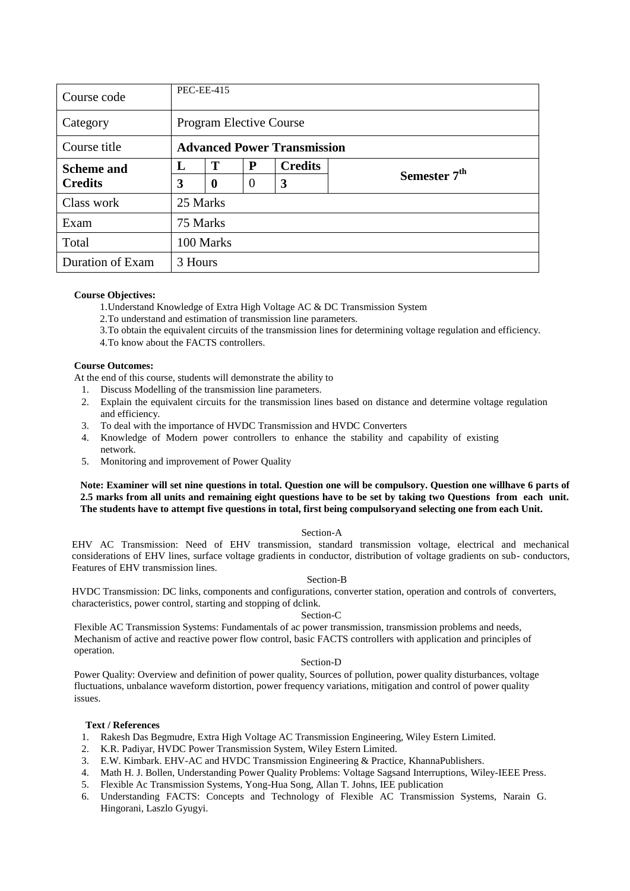| Course code | PEC-EE-415 | | | | |
|---|---|---|---|---|---|
| Category | Program Elective Course | | | | |
| Course title | **Advanced Power Transmission** | | | | |
| **Scheme and Credits** | **L** | **T** | **P** | **Credits** | **Semester 7th** |
| | **3** | **0** | 0 | **3** | |
| Class work | 25 Marks | | | | |
| Exam | 75 Marks | | | | |
| Total | 100 Marks | | | | |
| Duration of Exam | 3 Hours | | | | |

**Course Objectives:**

1. Understand Knowledge of Extra High Voltage AC & DC Transmission System
2. To understand and estimation of transmission line parameters.
3. To obtain the equivalent circuits of the transmission lines for determining voltage regulation and efficiency.
4. To know about the FACTS controllers.

**Course Outcomes:**

At the end of this course, students will demonstrate the ability to

1. Discuss Modelling of the transmission line parameters.
2. Explain the equivalent circuits for the transmission lines based on distance and determine voltage regulation and efficiency.
3. To deal with the importance of HVDC Transmission and HVDC Converters
4. Knowledge of Modern power controllers to enhance the stability and capability of existing network.
5. Monitoring and improvement of Power Quality

**Note: Examiner will set nine questions in total. Question one will be compulsory. Question one willhave 6 parts of 2.5 marks from all units and remaining eight questions have to be set by taking two Questions from each unit. The students have to attempt five questions in total, first being compulsoryand selecting one from each Unit.**

Section-A

EHV AC Transmission: Need of EHV transmission, standard transmission voltage, electrical and mechanical considerations of EHV lines, surface voltage gradients in conductor, distribution of voltage gradients on sub- conductors, Features of EHV transmission lines.

Section-B

HVDC Transmission: DC links, components and configurations, converter station, operation and controls of converters, characteristics, power control, starting and stopping of dclink.

Section-C

Flexible AC Transmission Systems: Fundamentals of ac power transmission, transmission problems and needs, Mechanism of active and reactive power flow control, basic FACTS controllers with application and principles of operation.

Section-D

Power Quality: Overview and definition of power quality, Sources of pollution, power quality disturbances, voltage fluctuations, unbalance waveform distortion, power frequency variations, mitigation and control of power quality issues.

**Text / References**

1. Rakesh Das Begmudre, Extra High Voltage AC Transmission Engineering, Wiley Estern Limited.
2. K.R. Padiyar, HVDC Power Transmission System, Wiley Estern Limited.
3. E.W. Kimbark. EHV-AC and HVDC Transmission Engineering & Practice, KhannaPublishers.
4. Math H. J. Bollen, Understanding Power Quality Problems: Voltage Sagsand Interruptions, Wiley-IEEE Press.
5. Flexible Ac Transmission Systems, Yong-Hua Song, Allan T. Johns, IEE publication
6. Understanding FACTS: Concepts and Technology of Flexible AC Transmission Systems, Narain G. Hingorani, Laszlo Gyugyi.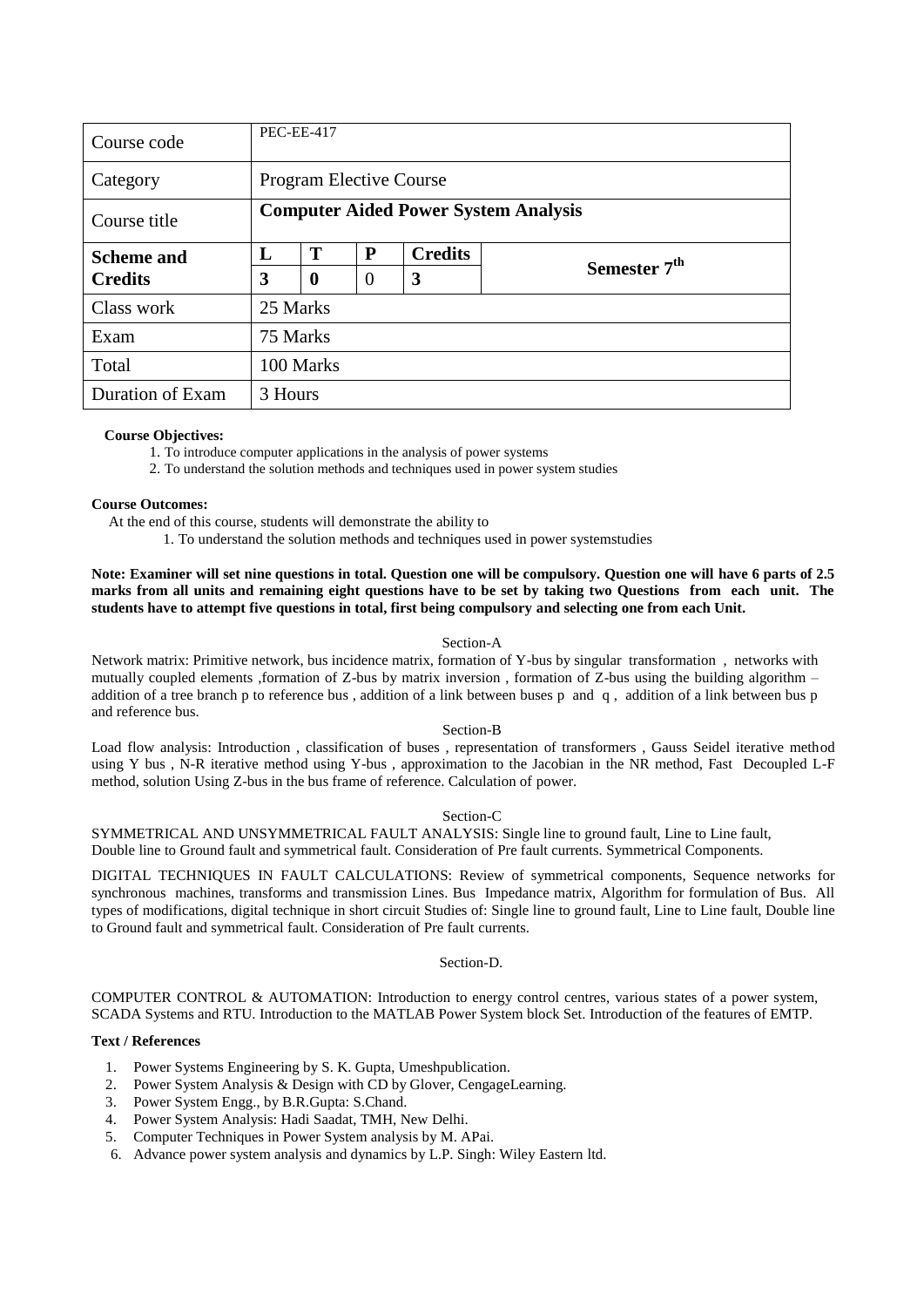| Course code | PEC-EE-417 | | | | |
|---|---|---|---|---|---|
| Category | Program Elective Course | | | | |
| Course title | **Computer Aided Power System Analysis** | | | | |
| **Scheme and Credits** | **L** | **T** | **P** | **Credits** | **Semester 7th** |
| | **3** | **0** | 0 | **3** | |
| Class work | 25 Marks | | | | |
| Exam | 75 Marks | | | | |
| Total | 100 Marks | | | | |
| Duration of Exam | 3 Hours | | | | |

**Course Objectives:**

1. To introduce computer applications in the analysis of power systems
2. To understand the solution methods and techniques used in power system studies

**Course Outcomes:**

At the end of this course, students will demonstrate the ability to

1. To understand the solution methods and techniques used in power systemstudies

**Note: Examiner will set nine questions in total. Question one will be compulsory. Question one will have 6 parts of 2.5 marks from all units and remaining eight questions have to be set by taking two Questions from each unit. The students have to attempt five questions in total, first being compulsory and selecting one from each Unit.**

Section-A

Network matrix: Primitive network, bus incidence matrix, formation of Y-bus by singular transformation , networks with mutually coupled elements ,formation of Z-bus by matrix inversion , formation of Z-bus using the building algorithm – addition of a tree branch p to reference bus , addition of a link between buses p and q , addition of a link between bus p and reference bus.

Section-B

Load flow analysis: Introduction , classification of buses , representation of transformers , Gauss Seidel iterative method using Y bus , N-R iterative method using Y-bus , approximation to the Jacobian in the NR method, Fast Decoupled L-F method, solution Using Z-bus in the bus frame of reference. Calculation of power.

Section-C

SYMMETRICAL AND UNSYMMETRICAL FAULT ANALYSIS: Single line to ground fault, Line to Line fault, Double line to Ground fault and symmetrical fault. Consideration of Pre fault currents. Symmetrical Components.

DIGITAL TECHNIQUES IN FAULT CALCULATIONS: Review of symmetrical components, Sequence networks for synchronous machines, transforms and transmission Lines. Bus Impedance matrix, Algorithm for formulation of Bus. All types of modifications, digital technique in short circuit Studies of: Single line to ground fault, Line to Line fault, Double line to Ground fault and symmetrical fault. Consideration of Pre fault currents.

Section-D.

COMPUTER CONTROL & AUTOMATION: Introduction to energy control centres, various states of a power system, SCADA Systems and RTU. Introduction to the MATLAB Power System block Set. Introduction of the features of EMTP.

**Text / References**

1. Power Systems Engineering by S. K. Gupta, Umeshpublication.
2. Power System Analysis & Design with CD by Glover, CengageLearning.
3. Power System Engg., by B.R.Gupta: S.Chand.
4. Power System Analysis: Hadi Saadat, TMH, New Delhi.
5. Computer Techniques in Power System analysis by M. APai.
6. Advance power system analysis and dynamics by L.P. Singh: Wiley Eastern ltd.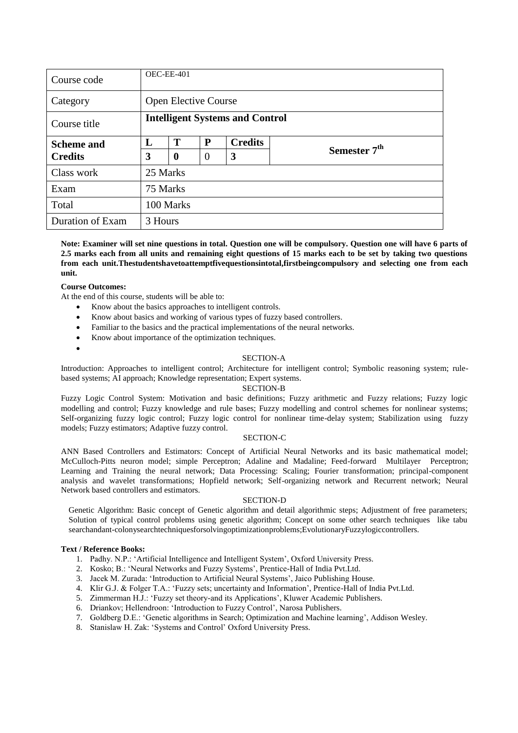| Course code | OEC-EE-401 | | | | |
|---|---|---|---|---|---|
| Category | Open Elective Course | | | | |
| Course title | **Intelligent Systems and Control** | | | | |
| **Scheme and Credits** | **L** | **T** | **P** | **Credits** | **Semester 7th** |
| | **3** | **0** | 0 | **3** | |
| Class work | 25 Marks | | | | |
| Exam | 75 Marks | | | | |
| Total | 100 Marks | | | | |
| Duration of Exam | 3 Hours | | | | |

**Note: Examiner will set nine questions in total. Question one will be compulsory. Question one will have 6 parts of 2.5 marks each from all units and remaining eight questions of 15 marks each to be set by taking two questions from each unit.Thestudentshavetoattemptfivequestionsintotal,firstbeingcompulsory and selecting one from each unit.**

**Course Outcomes:**

At the end of this course, students will be able to:

- Know about the basics approaches to intelligent controls.
- Know about basics and working of various types of fuzzy based controllers.
- Familiar to the basics and the practical implementations of the neural networks.
- Know about importance of the optimization techniques.

SECTION-A

Introduction: Approaches to intelligent control; Architecture for intelligent control; Symbolic reasoning system; rule-based systems; AI approach; Knowledge representation; Expert systems.

SECTION-B

Fuzzy Logic Control System: Motivation and basic definitions; Fuzzy arithmetic and Fuzzy relations; Fuzzy logic modelling and control; Fuzzy knowledge and rule bases; Fuzzy modelling and control schemes for nonlinear systems; Self-organizing fuzzy logic control; Fuzzy logic control for nonlinear time-delay system; Stabilization using fuzzy models; Fuzzy estimators; Adaptive fuzzy control.

SECTION-C

ANN Based Controllers and Estimators: Concept of Artificial Neural Networks and its basic mathematical model; McCulloch-Pitts neuron model; simple Perceptron; Adaline and Madaline; Feed-forward Multilayer Perceptron; Learning and Training the neural network; Data Processing: Scaling; Fourier transformation; principal-component analysis and wavelet transformations; Hopfield network; Self-organizing network and Recurrent network; Neural Network based controllers and estimators.

SECTION-D

Genetic Algorithm: Basic concept of Genetic algorithm and detail algorithmic steps; Adjustment of free parameters; Solution of typical control problems using genetic algorithm; Concept on some other search techniques like tabu searchandant-colonysearchtechniquesforsolvingoptimizationproblems;EvolutionaryFuzzylogiccontrollers.

**Text / Reference Books:**

1. Padhy. N.P.: 'Artificial Intelligence and Intelligent System', Oxford University Press.
2. Kosko; B.: 'Neural Networks and Fuzzy Systems', Prentice-Hall of India Pvt.Ltd.
3. Jacek M. Zurada: 'Introduction to Artificial Neural Systems', Jaico Publishing House.
4. Klir G.J. & Folger T.A.: 'Fuzzy sets; uncertainty and Information', Prentice-Hall of India Pvt.Ltd.
5. Zimmerman H.J.: 'Fuzzy set theory-and its Applications', Kluwer Academic Publishers.
6. Driankov; Hellendroon: 'Introduction to Fuzzy Control', Narosa Publishers.
7. Goldberg D.E.: 'Genetic algorithms in Search; Optimization and Machine learning', Addison Wesley.
8. Stanislaw H. Zak: 'Systems and Control' Oxford University Press.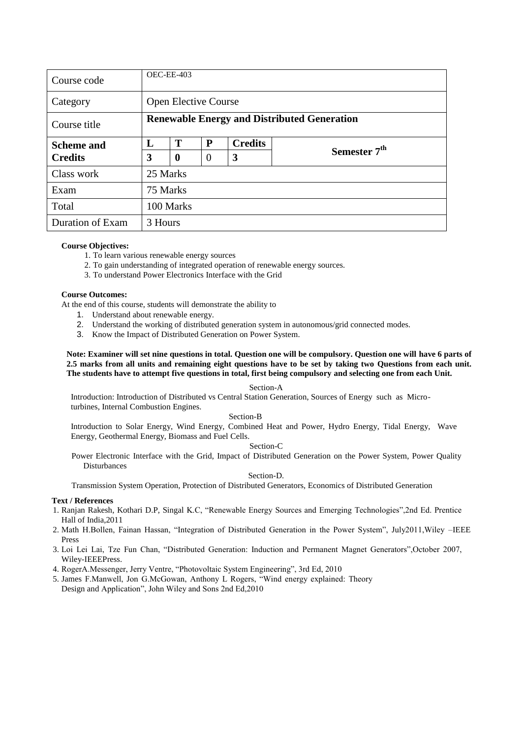| Course code | OEC-EE-403 | | | | |
|---|---|---|---|---|---|
| Category | Open Elective Course | | | | |
| Course title | **Renewable Energy and Distributed Generation** | | | | |
| **Scheme and Credits** | **L** | **T** | **P** | **Credits** | **Semester 7th** |
| | **3** | **0** | 0 | **3** | |
| Class work | 25 Marks | | | | |
| Exam | 75 Marks | | | | |
| Total | 100 Marks | | | | |
| Duration of Exam | 3 Hours | | | | |

**Course Objectives:**

1. To learn various renewable energy sources
2. To gain understanding of integrated operation of renewable energy sources.
3. To understand Power Electronics Interface with the Grid

**Course Outcomes:**

At the end of this course, students will demonstrate the ability to

1. Understand about renewable energy.
2. Understand the working of distributed generation system in autonomous/grid connected modes.
3. Know the Impact of Distributed Generation on Power System.

**Note: Examiner will set nine questions in total. Question one will be compulsory. Question one will have 6 parts of 2.5 marks from all units and remaining eight questions have to be set by taking two Questions from each unit. The students have to attempt five questions in total, first being compulsory and selecting one from each Unit.**

Section-A

Introduction: Introduction of Distributed vs Central Station Generation, Sources of Energy such as Micro-turbines, Internal Combustion Engines.

Section-B

Introduction to Solar Energy, Wind Energy, Combined Heat and Power, Hydro Energy, Tidal Energy, Wave Energy, Geothermal Energy, Biomass and Fuel Cells.

Section-C

Power Electronic Interface with the Grid, Impact of Distributed Generation on the Power System, Power Quality Disturbances

Section-D.

Transmission System Operation, Protection of Distributed Generators, Economics of Distributed Generation

**Text / References**

1. Ranjan Rakesh, Kothari D.P, Singal K.C, "Renewable Energy Sources and Emerging Technologies",2nd Ed. Prentice Hall of India,2011
2. Math H.Bollen, Fainan Hassan, "Integration of Distributed Generation in the Power System", July2011,Wiley –IEEE Press
3. Loi Lei Lai, Tze Fun Chan, "Distributed Generation: Induction and Permanent Magnet Generators",October 2007, Wiley-IEEEPress.
4. RogerA.Messenger, Jerry Ventre, "Photovoltaic System Engineering", 3rd Ed, 2010
5. James F.Manwell, Jon G.McGowan, Anthony L Rogers, "Wind energy explained: Theory Design and Application", John Wiley and Sons 2nd Ed,2010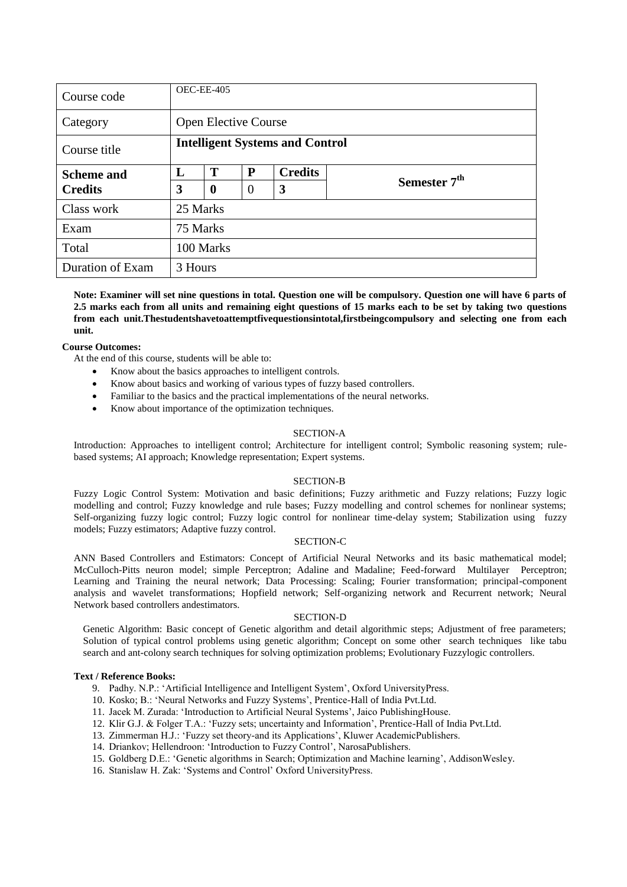| Course code | OEC-EE-405 | | | | |
|---|---|---|---|---|---|
| Category | Open Elective Course | | | | |
| Course title | **Intelligent Systems and Control** | | | | |
| **Scheme and Credits** | **L** | **T** | **P** | **Credits** | **Semester 7th** |
| | **3** | **0** | 0 | **3** | |
| Class work | 25 Marks | | | | |
| Exam | 75 Marks | | | | |
| Total | 100 Marks | | | | |
| Duration of Exam | 3 Hours | | | | |

**Note: Examiner will set nine questions in total. Question one will be compulsory. Question one will have 6 parts of 2.5 marks each from all units and remaining eight questions of 15 marks each to be set by taking two questions from each unit.Thestudentshavetoattemptfivequestionsintotal,firstbeingcompulsory and selecting one from each unit.**

**Course Outcomes:**

At the end of this course, students will be able to:

- Know about the basics approaches to intelligent controls.
- Know about basics and working of various types of fuzzy based controllers.
- Familiar to the basics and the practical implementations of the neural networks.
- Know about importance of the optimization techniques.

SECTION-A

Introduction: Approaches to intelligent control; Architecture for intelligent control; Symbolic reasoning system; rule-based systems; AI approach; Knowledge representation; Expert systems.

SECTION-B

Fuzzy Logic Control System: Motivation and basic definitions; Fuzzy arithmetic and Fuzzy relations; Fuzzy logic modelling and control; Fuzzy knowledge and rule bases; Fuzzy modelling and control schemes for nonlinear systems; Self-organizing fuzzy logic control; Fuzzy logic control for nonlinear time-delay system; Stabilization using fuzzy models; Fuzzy estimators; Adaptive fuzzy control.

SECTION-C

ANN Based Controllers and Estimators: Concept of Artificial Neural Networks and its basic mathematical model; McCulloch-Pitts neuron model; simple Perceptron; Adaline and Madaline; Feed-forward Multilayer Perceptron; Learning and Training the neural network; Data Processing: Scaling; Fourier transformation; principal-component analysis and wavelet transformations; Hopfield network; Self-organizing network and Recurrent network; Neural Network based controllers andestimators.

SECTION-D

Genetic Algorithm: Basic concept of Genetic algorithm and detail algorithmic steps; Adjustment of free parameters; Solution of typical control problems using genetic algorithm; Concept on some other search techniques like tabu search and ant-colony search techniques for solving optimization problems; Evolutionary Fuzzylogic controllers.

**Text / Reference Books:**

9. Padhy. N.P.: 'Artificial Intelligence and Intelligent System', Oxford UniversityPress.
10. Kosko; B.: 'Neural Networks and Fuzzy Systems', Prentice-Hall of India Pvt.Ltd.
11. Jacek M. Zurada: 'Introduction to Artificial Neural Systems', Jaico PublishingHouse.
12. Klir G.J. & Folger T.A.: 'Fuzzy sets; uncertainty and Information', Prentice-Hall of India Pvt.Ltd.
13. Zimmerman H.J.: 'Fuzzy set theory-and its Applications', Kluwer AcademicPublishers.
14. Driankov; Hellendroon: 'Introduction to Fuzzy Control', NarosaPublishers.
15. Goldberg D.E.: 'Genetic algorithms in Search; Optimization and Machine learning', AddisonWesley.
16. Stanislaw H. Zak: 'Systems and Control' Oxford UniversityPress.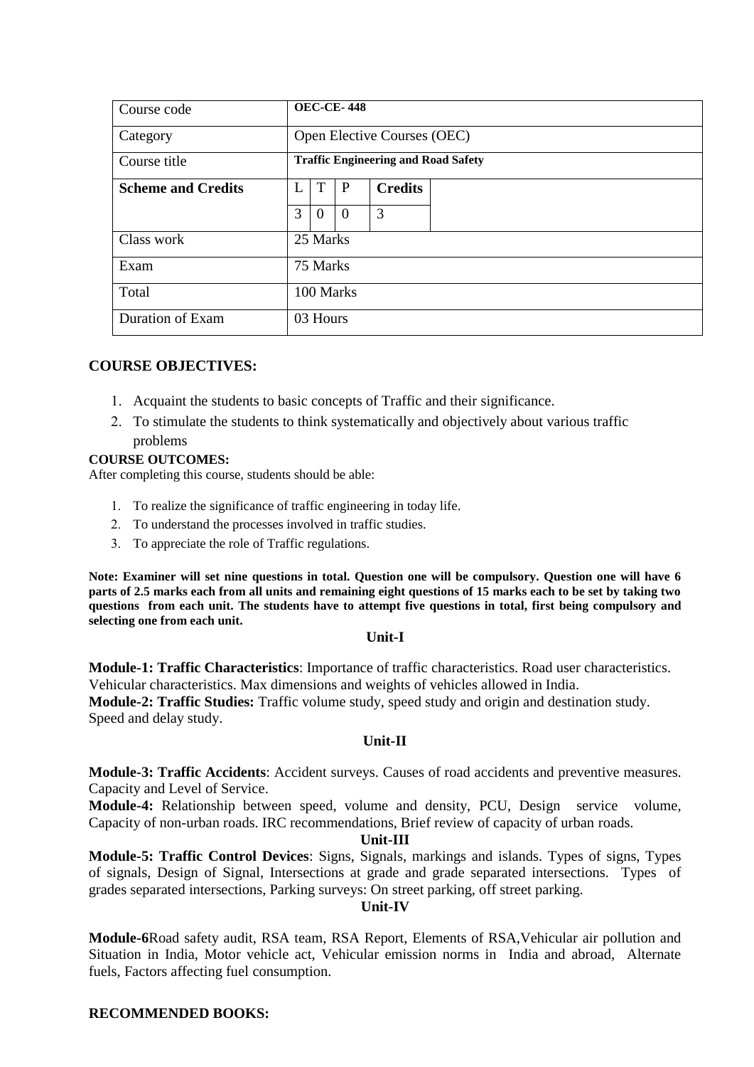| Course code | **OEC-CE- 448** | | | | |
|---|---|---|---|---|---|
| Category | Open Elective Courses (OEC) | | | | |
| Course title | **Traffic Engineering and Road Safety** | | | | |
| **Scheme and Credits** | L | T | P | **Credits** | |
| | 3 | 0 | 0 | 3 | |
| Class work | 25 Marks | | | | |
| Exam | 75 Marks | | | | |
| Total | 100 Marks | | | | |
| Duration of Exam | 03 Hours | | | | |

## COURSE OBJECTIVES:

1. Acquaint the students to basic concepts of Traffic and their significance.
2. To stimulate the students to think systematically and objectively about various traffic problems

**COURSE OUTCOMES:**

After completing this course, students should be able:

1. To realize the significance of traffic engineering in today life.
2. To understand the processes involved in traffic studies.
3. To appreciate the role of Traffic regulations.

**Note: Examiner will set nine questions in total. Question one will be compulsory. Question one will have 6 parts of 2.5 marks each from all units and remaining eight questions of 15 marks each to be set by taking two questions from each unit. The students have to attempt five questions in total, first being compulsory and selecting one from each unit.**

### Unit-I

**Module-1: Traffic Characteristics**: Importance of traffic characteristics. Road user characteristics. Vehicular characteristics. Max dimensions and weights of vehicles allowed in India.
**Module-2: Traffic Studies:** Traffic volume study, speed study and origin and destination study. Speed and delay study.

### Unit-II

**Module-3: Traffic Accidents**: Accident surveys. Causes of road accidents and preventive measures. Capacity and Level of Service.
**Module-4:** Relationship between speed, volume and density, PCU, Design service volume, Capacity of non-urban roads. IRC recommendations, Brief review of capacity of urban roads.

### Unit-III

**Module-5: Traffic Control Devices**: Signs, Signals, markings and islands. Types of signs, Types of signals, Design of Signal, Intersections at grade and grade separated intersections. Types of grades separated intersections, Parking surveys: On street parking, off street parking.

### Unit-IV

**Module-6**Road safety audit, RSA team, RSA Report, Elements of RSA,Vehicular air pollution and Situation in India, Motor vehicle act, Vehicular emission norms in India and abroad, Alternate fuels, Factors affecting fuel consumption.

**RECOMMENDED BOOKS:**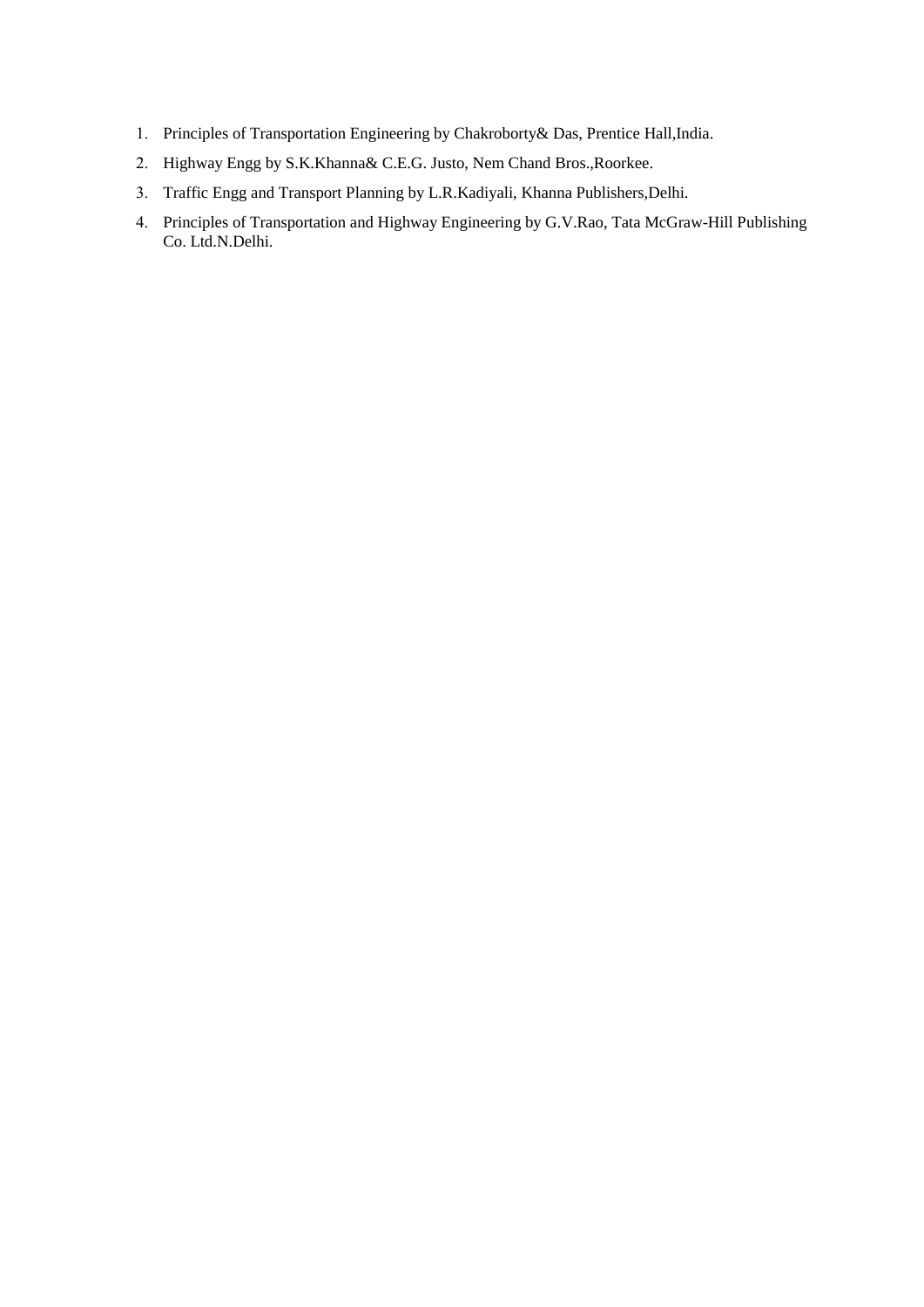1. Principles of Transportation Engineering by Chakroborty& Das, Prentice Hall,India.
2. Highway Engg by S.K.Khanna& C.E.G. Justo, Nem Chand Bros.,Roorkee.
3. Traffic Engg and Transport Planning by L.R.Kadiyali, Khanna Publishers,Delhi.
4. Principles of Transportation and Highway Engineering by G.V.Rao, Tata McGraw-Hill Publishing Co. Ltd.N.Delhi.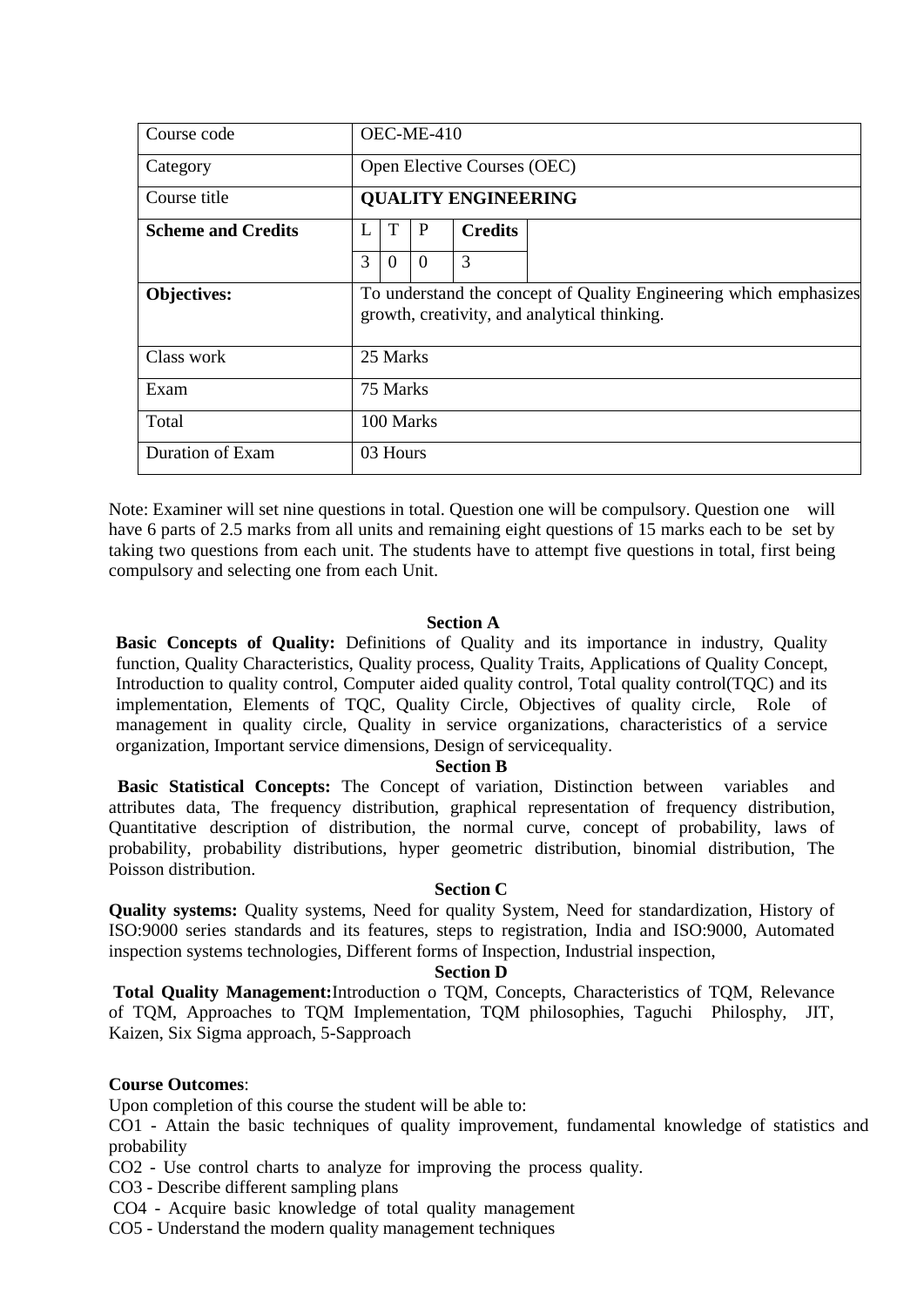| Course code | OEC-ME-410 | | | | |
|---|---|---|---|---|---|
| Category | Open Elective Courses (OEC) | | | | |
| Course title | **QUALITY ENGINEERING** | | | | |
| **Scheme and Credits** | L | T | P | **Credits** | |
| | 3 | 0 | 0 | 3 | |
| **Objectives:** | To understand the concept of Quality Engineering which emphasizes growth, creativity, and analytical thinking. | | | | |
| Class work | 25 Marks | | | | |
| Exam | 75 Marks | | | | |
| Total | 100 Marks | | | | |
| Duration of Exam | 03 Hours | | | | |

Note: Examiner will set nine questions in total. Question one will be compulsory. Question one will have 6 parts of 2.5 marks from all units and remaining eight questions of 15 marks each to be set by taking two questions from each unit. The students have to attempt five questions in total, first being compulsory and selecting one from each Unit.

**Section A**

**Basic Concepts of Quality:** Definitions of Quality and its importance in industry, Quality function, Quality Characteristics, Quality process, Quality Traits, Applications of Quality Concept, Introduction to quality control, Computer aided quality control, Total quality control(TQC) and its implementation, Elements of TQC, Quality Circle, Objectives of quality circle, Role of management in quality circle, Quality in service organizations, characteristics of a service organization, Important service dimensions, Design of servicequality.

**Section B**

**Basic Statistical Concepts:** The Concept of variation, Distinction between variables and attributes data, The frequency distribution, graphical representation of frequency distribution, Quantitative description of distribution, the normal curve, concept of probability, laws of probability, probability distributions, hyper geometric distribution, binomial distribution, The Poisson distribution.

**Section C**

**Quality systems:** Quality systems, Need for quality System, Need for standardization, History of ISO:9000 series standards and its features, steps to registration, India and ISO:9000, Automated inspection systems technologies, Different forms of Inspection, Industrial inspection,

**Section D**

**Total Quality Management:**Introduction o TQM, Concepts, Characteristics of TQM, Relevance of TQM, Approaches to TQM Implementation, TQM philosophies, Taguchi Philosphy, JIT, Kaizen, Six Sigma approach, 5-Sapproach

**Course Outcomes**:

Upon completion of this course the student will be able to:

CO1 - Attain the basic techniques of quality improvement, fundamental knowledge of statistics and probability

CO2 - Use control charts to analyze for improving the process quality.

CO3 - Describe different sampling plans

CO4 - Acquire basic knowledge of total quality management

CO5 - Understand the modern quality management techniques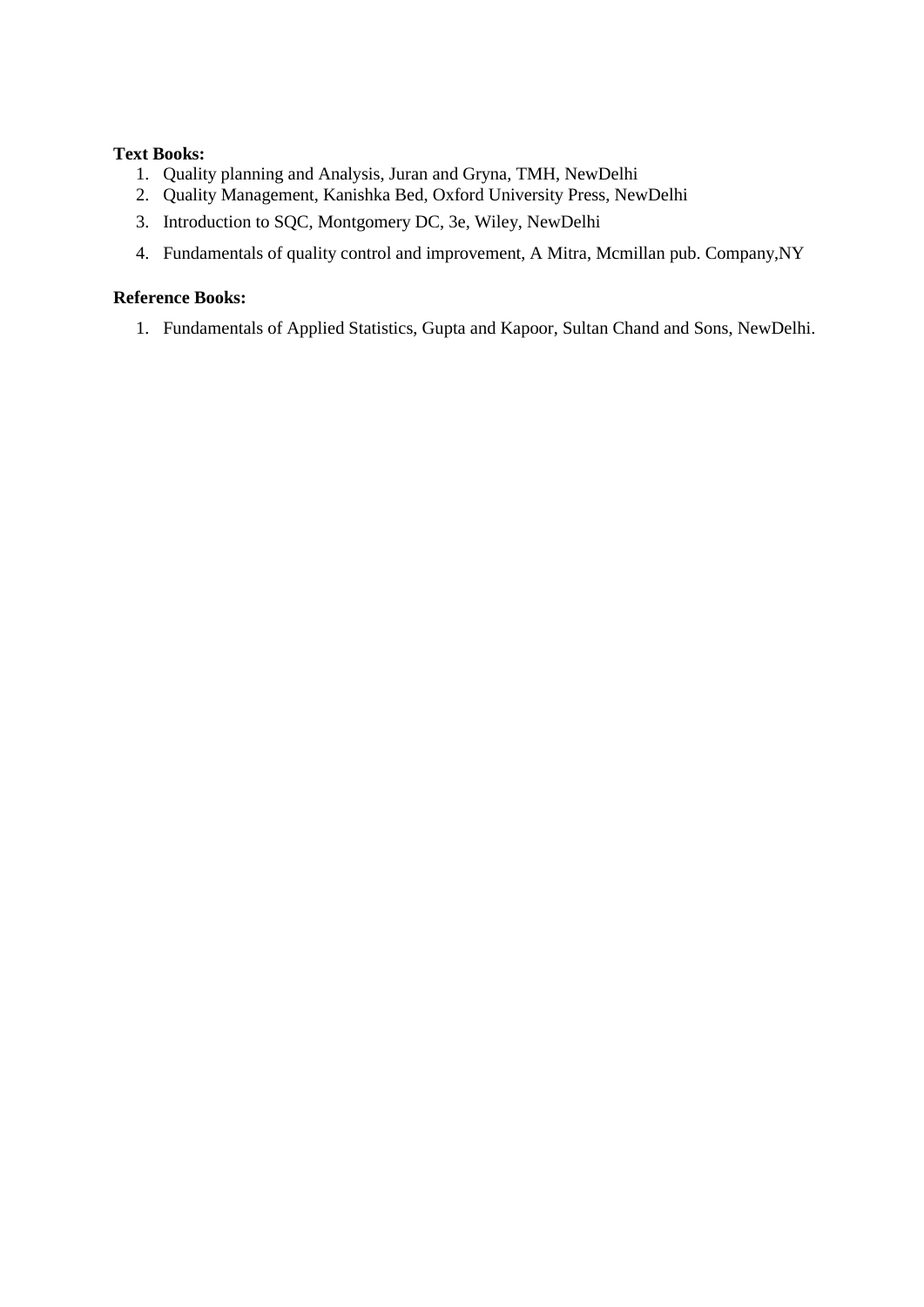**Text Books:**

1. Quality planning and Analysis, Juran and Gryna, TMH, NewDelhi
2. Quality Management, Kanishka Bed, Oxford University Press, NewDelhi
3. Introduction to SQC, Montgomery DC, 3e, Wiley, NewDelhi
4. Fundamentals of quality control and improvement, A Mitra, Mcmillan pub. Company,NY

**Reference Books:**

1. Fundamentals of Applied Statistics, Gupta and Kapoor, Sultan Chand and Sons, NewDelhi.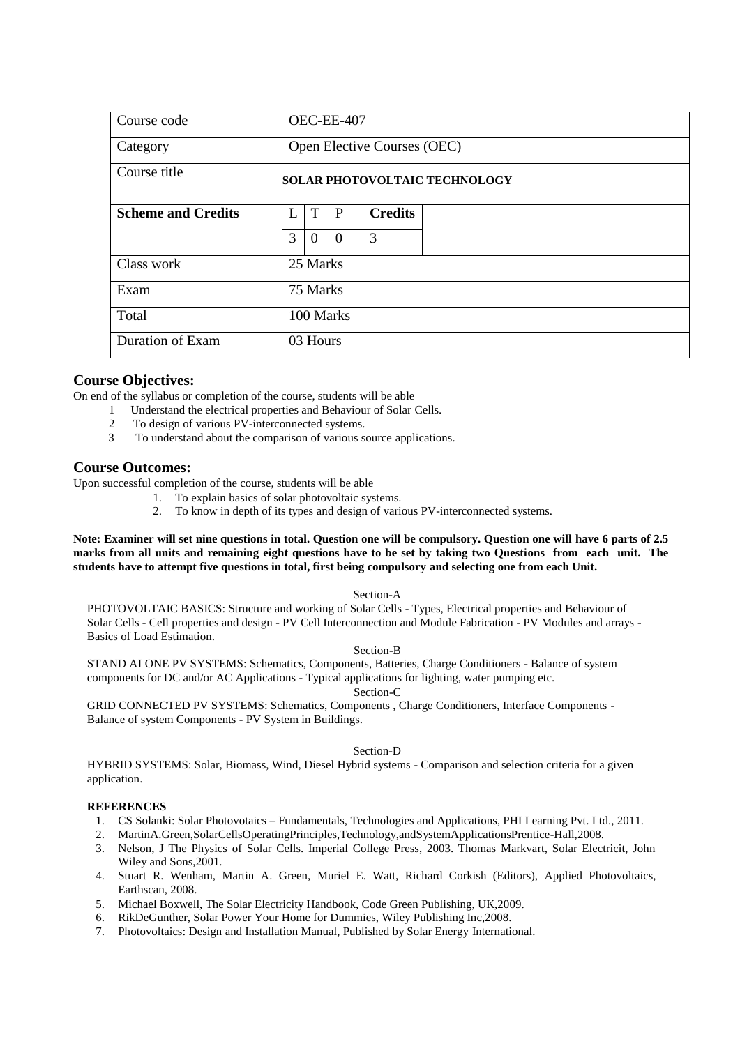| Course code | OEC-EE-407 | | | | |
|---|---|---|---|---|---|
| Category | Open Elective Courses (OEC) | | | | |
| Course title | **SOLAR PHOTOVOLTAIC TECHNOLOGY** | | | | |
| **Scheme and Credits** | L | T | P | **Credits** | |
| | 3 | 0 | 0 | 3 | |
| Class work | 25 Marks | | | | |
| Exam | 75 Marks | | | | |
| Total | 100 Marks | | | | |
| Duration of Exam | 03 Hours | | | | |

## Course Objectives:

On end of the syllabus or completion of the course, students will be able

1. Understand the electrical properties and Behaviour of Solar Cells.
2. To design of various PV-interconnected systems.
3. To understand about the comparison of various source applications.

## Course Outcomes:

Upon successful completion of the course, students will be able

1. To explain basics of solar photovoltaic systems.
2. To know in depth of its types and design of various PV-interconnected systems.

**Note: Examiner will set nine questions in total. Question one will be compulsory. Question one will have 6 parts of 2.5 marks from all units and remaining eight questions have to be set by taking two Questions from each unit. The students have to attempt five questions in total, first being compulsory and selecting one from each Unit.**

Section-A

PHOTOVOLTAIC BASICS: Structure and working of Solar Cells - Types, Electrical properties and Behaviour of Solar Cells - Cell properties and design - PV Cell Interconnection and Module Fabrication - PV Modules and arrays - Basics of Load Estimation.

Section-B

STAND ALONE PV SYSTEMS: Schematics, Components, Batteries, Charge Conditioners - Balance of system components for DC and/or AC Applications - Typical applications for lighting, water pumping etc.

Section-C

GRID CONNECTED PV SYSTEMS: Schematics, Components , Charge Conditioners, Interface Components - Balance of system Components - PV System in Buildings.

Section-D

HYBRID SYSTEMS: Solar, Biomass, Wind, Diesel Hybrid systems - Comparison and selection criteria for a given application.

**REFERENCES**

1. CS Solanki: Solar Photovotaics – Fundamentals, Technologies and Applications, PHI Learning Pvt. Ltd., 2011.
2. MartinA.Green,SolarCellsOperatingPrinciples,Technology,andSystemApplicationsPrentice-Hall,2008.
3. Nelson, J The Physics of Solar Cells. Imperial College Press, 2003. Thomas Markvart, Solar Electricit, John Wiley and Sons,2001.
4. Stuart R. Wenham, Martin A. Green, Muriel E. Watt, Richard Corkish (Editors), Applied Photovoltaics, Earthscan, 2008.
5. Michael Boxwell, The Solar Electricity Handbook, Code Green Publishing, UK,2009.
6. RikDeGunther, Solar Power Your Home for Dummies, Wiley Publishing Inc,2008.
7. Photovoltaics: Design and Installation Manual, Published by Solar Energy International.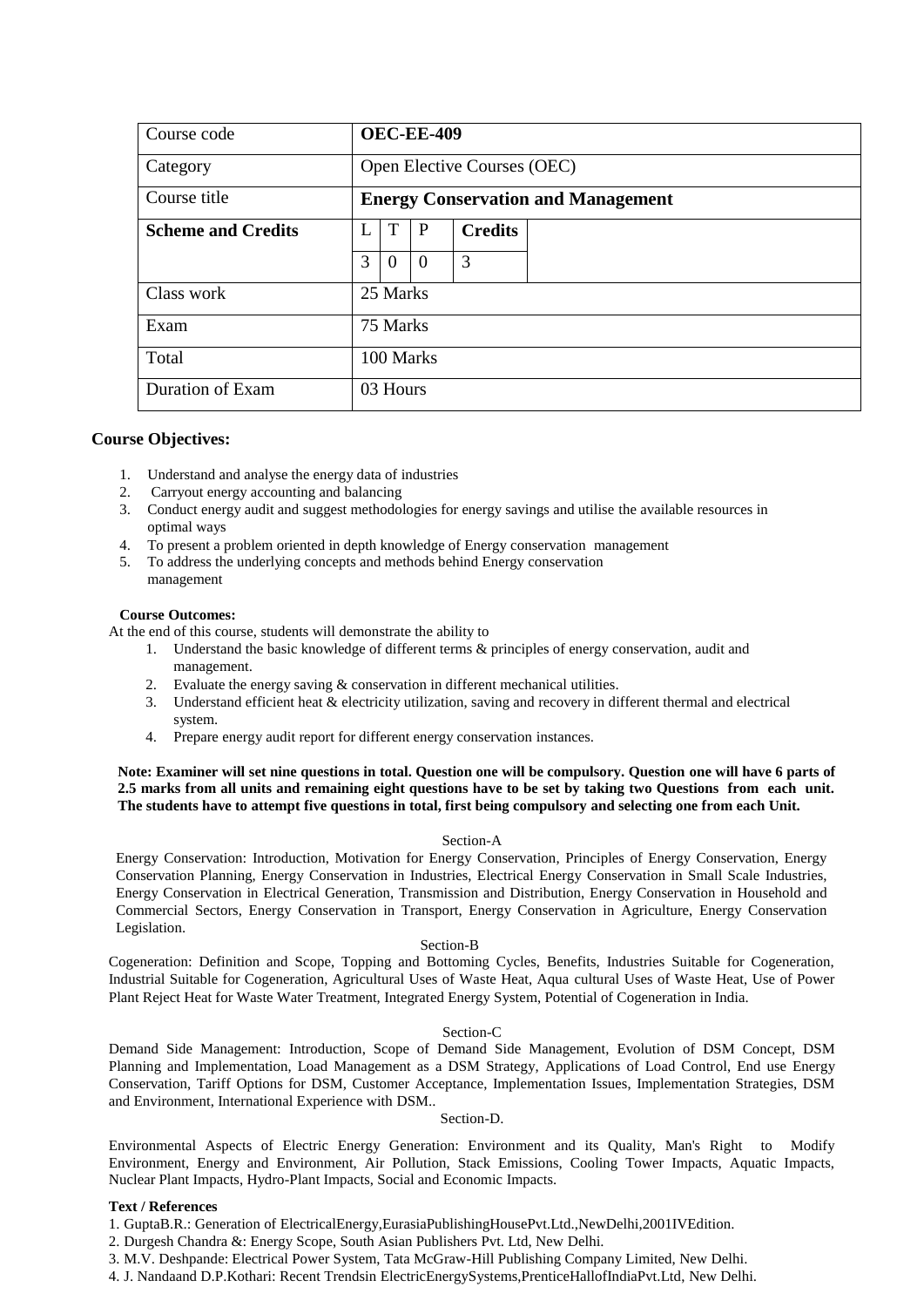| Course code | **OEC-EE-409** | | | | |
|---|---|---|---|---|---|
| Category | Open Elective Courses (OEC) | | | | |
| Course title | **Energy Conservation and Management** | | | | |
| **Scheme and Credits** | L | T | P | **Credits** | |
| | 3 | 0 | 0 | 3 | |
| Class work | 25 Marks | | | | |
| Exam | 75 Marks | | | | |
| Total | 100 Marks | | | | |
| Duration of Exam | 03 Hours | | | | |

**Course Objectives:**

1. Understand and analyse the energy data of industries
2. Carryout energy accounting and balancing
3. Conduct energy audit and suggest methodologies for energy savings and utilise the available resources in optimal ways
4. To present a problem oriented in depth knowledge of Energy conservation management
5. To address the underlying concepts and methods behind Energy conservation management

**Course Outcomes:**

At the end of this course, students will demonstrate the ability to

1. Understand the basic knowledge of different terms & principles of energy conservation, audit and management.
2. Evaluate the energy saving & conservation in different mechanical utilities.
3. Understand efficient heat & electricity utilization, saving and recovery in different thermal and electrical system.
4. Prepare energy audit report for different energy conservation instances.

**Note: Examiner will set nine questions in total. Question one will be compulsory. Question one will have 6 parts of 2.5 marks from all units and remaining eight questions have to be set by taking two Questions from each unit. The students have to attempt five questions in total, first being compulsory and selecting one from each Unit.**

Section-A

Energy Conservation: Introduction, Motivation for Energy Conservation, Principles of Energy Conservation, Energy Conservation Planning, Energy Conservation in Industries, Electrical Energy Conservation in Small Scale Industries, Energy Conservation in Electrical Generation, Transmission and Distribution, Energy Conservation in Household and Commercial Sectors, Energy Conservation in Transport, Energy Conservation in Agriculture, Energy Conservation Legislation.

Section-B

Cogeneration: Definition and Scope, Topping and Bottoming Cycles, Benefits, Industries Suitable for Cogeneration, Industrial Suitable for Cogeneration, Agricultural Uses of Waste Heat, Aqua cultural Uses of Waste Heat, Use of Power Plant Reject Heat for Waste Water Treatment, Integrated Energy System, Potential of Cogeneration in India.

Section-C

Demand Side Management: Introduction, Scope of Demand Side Management, Evolution of DSM Concept, DSM Planning and Implementation, Load Management as a DSM Strategy, Applications of Load Control, End use Energy Conservation, Tariff Options for DSM, Customer Acceptance, Implementation Issues, Implementation Strategies, DSM and Environment, International Experience with DSM..

Section-D.

Environmental Aspects of Electric Energy Generation: Environment and its Quality, Man's Right to Modify Environment, Energy and Environment, Air Pollution, Stack Emissions, Cooling Tower Impacts, Aquatic Impacts, Nuclear Plant Impacts, Hydro-Plant Impacts, Social and Economic Impacts.

**Text / References**

1. GuptaB.R.: Generation of ElectricalEnergy,EurasiaPublishingHousePvt.Ltd.,NewDelhi,2001IVEdition.
2. Durgesh Chandra &: Energy Scope, South Asian Publishers Pvt. Ltd, New Delhi.
3. M.V. Deshpande: Electrical Power System, Tata McGraw-Hill Publishing Company Limited, New Delhi.
4. J. Nandaand D.P.Kothari: Recent Trendsin ElectricEnergySystems,PrenticeHallofIndiaPvt.Ltd, New Delhi.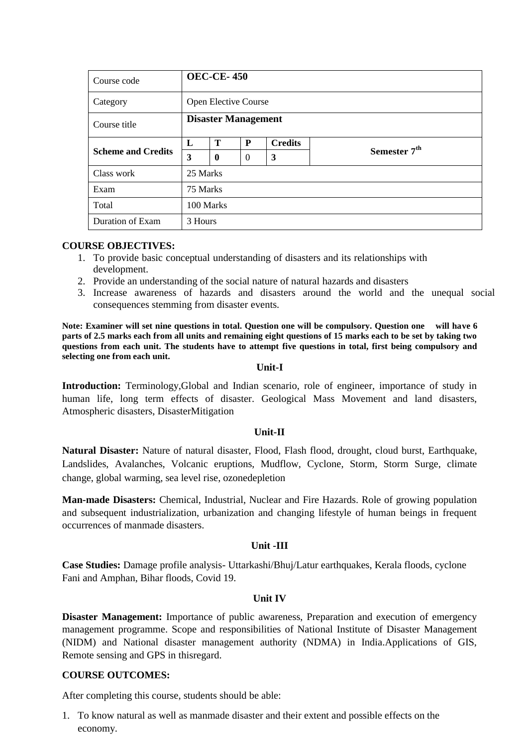| Course code | **OEC-CE- 450** | | | | |
|---|---|---|---|---|---|
| Category | Open Elective Course | | | | |
| Course title | **Disaster Management** | | | | |
| **Scheme and Credits** | **L** | **T** | **P** | **Credits** | **Semester 7th** |
| | **3** | **0** | 0 | **3** | |
| Class work | 25 Marks | | | | |
| Exam | 75 Marks | | | | |
| Total | 100 Marks | | | | |
| Duration of Exam | 3 Hours | | | | |

**COURSE OBJECTIVES:**

1. To provide basic conceptual understanding of disasters and its relationships with development.
2. Provide an understanding of the social nature of natural hazards and disasters
3. Increase awareness of hazards and disasters around the world and the unequal social consequences stemming from disaster events.

**Note: Examiner will set nine questions in total. Question one will be compulsory. Question one will have 6 parts of 2.5 marks each from all units and remaining eight questions of 15 marks each to be set by taking two questions from each unit. The students have to attempt five questions in total, first being compulsory and selecting one from each unit.**

**Unit-I**

**Introduction:** Terminology,Global and Indian scenario, role of engineer, importance of study in human life, long term effects of disaster. Geological Mass Movement and land disasters, Atmospheric disasters, DisasterMitigation

**Unit-II**

**Natural Disaster:** Nature of natural disaster, Flood, Flash flood, drought, cloud burst, Earthquake, Landslides, Avalanches, Volcanic eruptions, Mudflow, Cyclone, Storm, Storm Surge, climate change, global warming, sea level rise, ozonedepletion

**Man-made Disasters:** Chemical, Industrial, Nuclear and Fire Hazards. Role of growing population and subsequent industrialization, urbanization and changing lifestyle of human beings in frequent occurrences of manmade disasters.

**Unit -III**

**Case Studies:** Damage profile analysis- Uttarkashi/Bhuj/Latur earthquakes, Kerala floods, cyclone Fani and Amphan, Bihar floods, Covid 19.

**Unit IV**

**Disaster Management:** Importance of public awareness, Preparation and execution of emergency management programme. Scope and responsibilities of National Institute of Disaster Management (NIDM) and National disaster management authority (NDMA) in India.Applications of GIS, Remote sensing and GPS in thisregard.

**COURSE OUTCOMES:**

After completing this course, students should be able:

1. To know natural as well as manmade disaster and their extent and possible effects on the economy.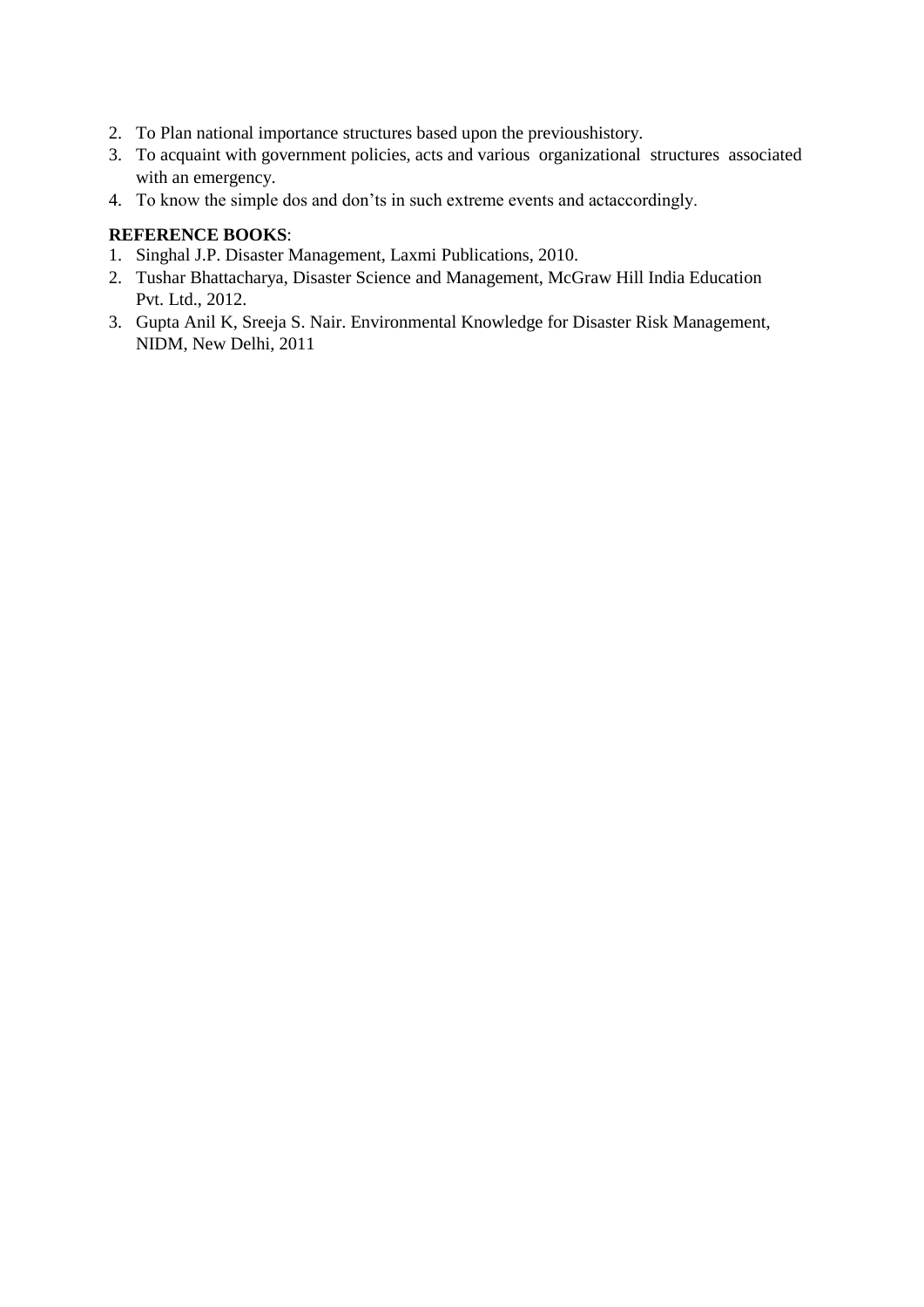2. To Plan national importance structures based upon the previoushistory.
3. To acquaint with government policies, acts and various organizational structures associated with an emergency.
4. To know the simple dos and don'ts in such extreme events and actaccordingly.

**REFERENCE BOOKS**:

1. Singhal J.P. Disaster Management, Laxmi Publications, 2010.
2. Tushar Bhattacharya, Disaster Science and Management, McGraw Hill India Education Pvt. Ltd., 2012.
3. Gupta Anil K, Sreeja S. Nair. Environmental Knowledge for Disaster Risk Management, NIDM, New Delhi, 2011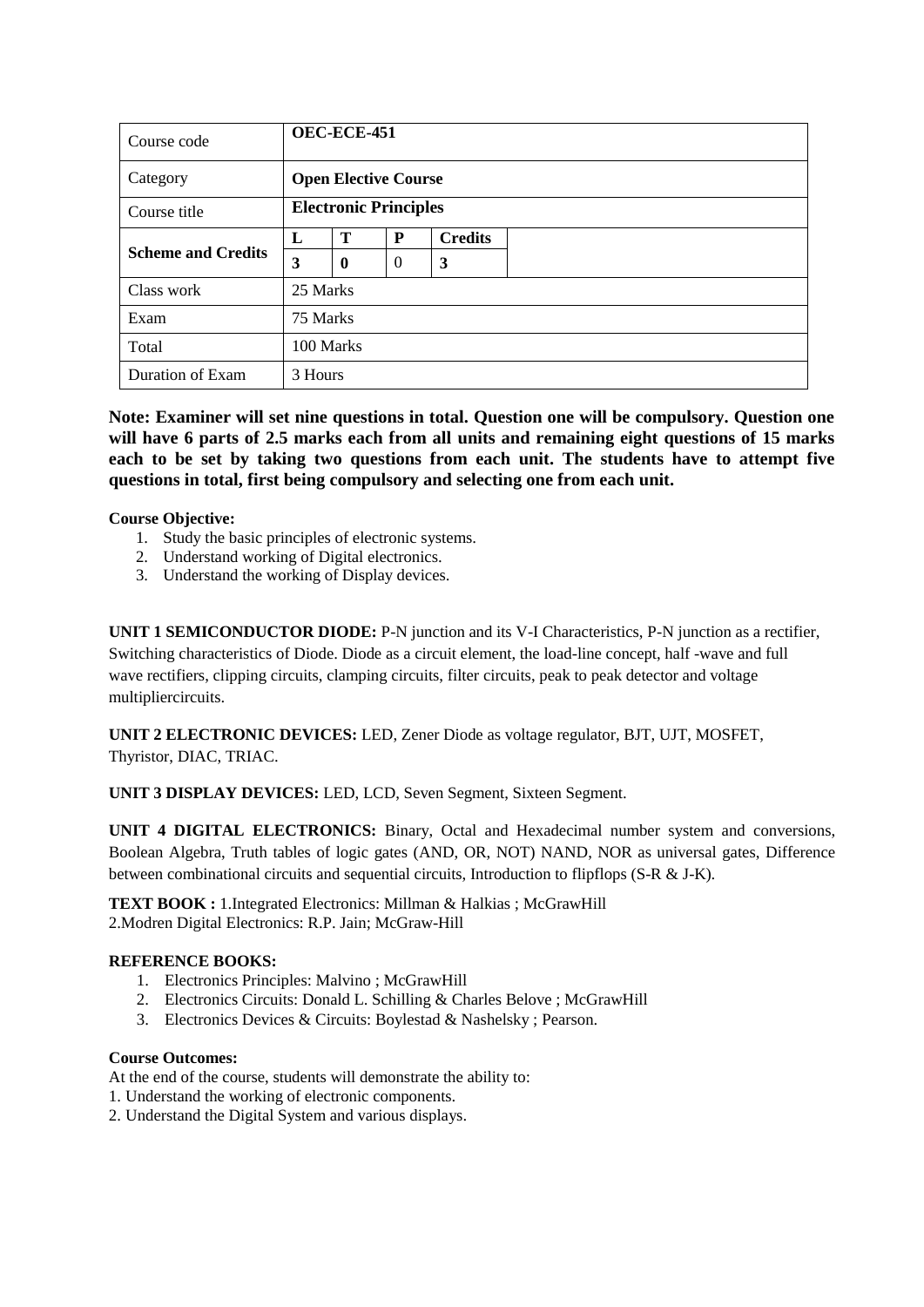| Course code | **OEC-ECE-451** | | | | |
|---|---|---|---|---|---|
| Category | **Open Elective Course** | | | | |
| Course title | **Electronic Principles** | | | | |
| **Scheme and Credits** | **L** | **T** | **P** | **Credits** | |
| | **3** | **0** | 0 | **3** | |
| Class work | 25 Marks | | | | |
| Exam | 75 Marks | | | | |
| Total | 100 Marks | | | | |
| Duration of Exam | 3 Hours | | | | |

**Note: Examiner will set nine questions in total. Question one will be compulsory. Question one will have 6 parts of 2.5 marks each from all units and remaining eight questions of 15 marks each to be set by taking two questions from each unit. The students have to attempt five questions in total, first being compulsory and selecting one from each unit.**

**Course Objective:**

1. Study the basic principles of electronic systems.
2. Understand working of Digital electronics.
3. Understand the working of Display devices.

**UNIT 1 SEMICONDUCTOR DIODE:** P-N junction and its V-I Characteristics, P-N junction as a rectifier, Switching characteristics of Diode. Diode as a circuit element, the load-line concept, half -wave and full wave rectifiers, clipping circuits, clamping circuits, filter circuits, peak to peak detector and voltage multipliercircuits.

**UNIT 2 ELECTRONIC DEVICES:** LED, Zener Diode as voltage regulator, BJT, UJT, MOSFET, Thyristor, DIAC, TRIAC.

**UNIT 3 DISPLAY DEVICES:** LED, LCD, Seven Segment, Sixteen Segment.

**UNIT 4 DIGITAL ELECTRONICS:** Binary, Octal and Hexadecimal number system and conversions, Boolean Algebra, Truth tables of logic gates (AND, OR, NOT) NAND, NOR as universal gates, Difference between combinational circuits and sequential circuits, Introduction to flipflops (S-R & J-K).

**TEXT BOOK :** 1.Integrated Electronics: Millman & Halkias ; McGrawHill
2.Modren Digital Electronics: R.P. Jain; McGraw-Hill

**REFERENCE BOOKS:**

1. Electronics Principles: Malvino ; McGrawHill
2. Electronics Circuits: Donald L. Schilling & Charles Belove ; McGrawHill
3. Electronics Devices & Circuits: Boylestad & Nashelsky ; Pearson.

**Course Outcomes:**

At the end of the course, students will demonstrate the ability to:

1. Understand the working of electronic components.
2. Understand the Digital System and various displays.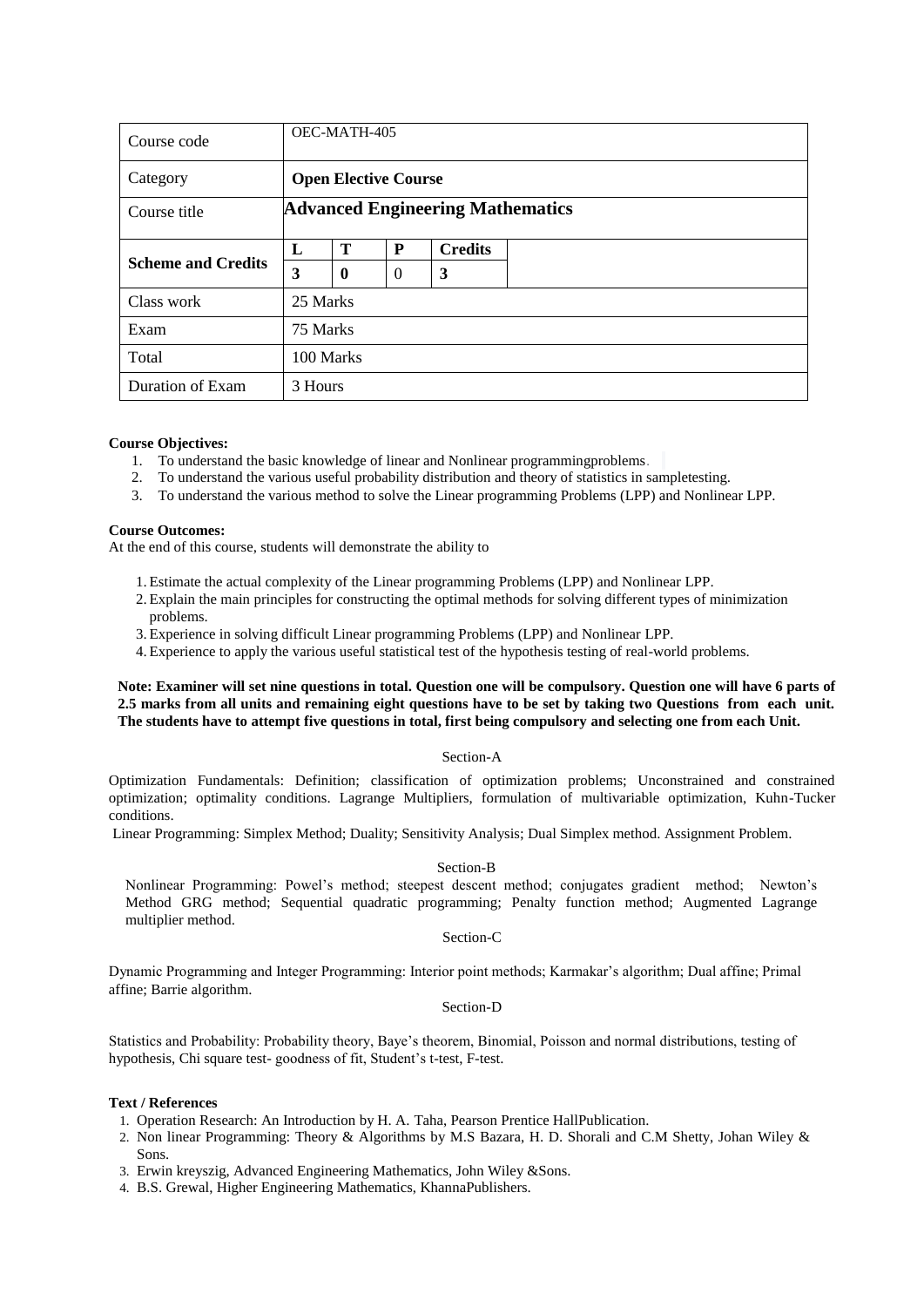| Course code | OEC-MATH-405 | | | | |
|---|---|---|---|---|---|
| Category | **Open Elective Course** | | | | |
| Course title | **Advanced Engineering Mathematics** | | | | |
| **Scheme and Credits** | **L** | **T** | **P** | **Credits** | |
| | **3** | **0** | 0 | **3** | |
| Class work | 25 Marks | | | | |
| Exam | 75 Marks | | | | |
| Total | 100 Marks | | | | |
| Duration of Exam | 3 Hours | | | | |

**Course Objectives:**

1. To understand the basic knowledge of linear and Nonlinear programmingproblems.
2. To understand the various useful probability distribution and theory of statistics in sampletesting.
3. To understand the various method to solve the Linear programming Problems (LPP) and Nonlinear LPP.

**Course Outcomes:**

At the end of this course, students will demonstrate the ability to

1. Estimate the actual complexity of the Linear programming Problems (LPP) and Nonlinear LPP.
2. Explain the main principles for constructing the optimal methods for solving different types of minimization problems.
3. Experience in solving difficult Linear programming Problems (LPP) and Nonlinear LPP.
4. Experience to apply the various useful statistical test of the hypothesis testing of real-world problems.

**Note: Examiner will set nine questions in total. Question one will be compulsory. Question one will have 6 parts of 2.5 marks from all units and remaining eight questions have to be set by taking two Questions from each unit. The students have to attempt five questions in total, first being compulsory and selecting one from each Unit.**

Section-A

Optimization Fundamentals: Definition; classification of optimization problems; Unconstrained and constrained optimization; optimality conditions. Lagrange Multipliers, formulation of multivariable optimization, Kuhn-Tucker conditions.

Linear Programming: Simplex Method; Duality; Sensitivity Analysis; Dual Simplex method. Assignment Problem.

Section-B

Nonlinear Programming: Powel's method; steepest descent method; conjugates gradient method; Newton's Method GRG method; Sequential quadratic programming; Penalty function method; Augmented Lagrange multiplier method.

Section-C

Dynamic Programming and Integer Programming: Interior point methods; Karmakar's algorithm; Dual affine; Primal affine; Barrie algorithm.

Section-D

Statistics and Probability: Probability theory, Baye's theorem, Binomial, Poisson and normal distributions, testing of hypothesis, Chi square test- goodness of fit, Student's t-test, F-test.

**Text / References**

1. Operation Research: An Introduction by H. A. Taha, Pearson Prentice HallPublication.
2. Non linear Programming: Theory & Algorithms by M.S Bazara, H. D. Shorali and C.M Shetty, Johan Wiley & Sons.
3. Erwin kreyszig, Advanced Engineering Mathematics, John Wiley &Sons.
4. B.S. Grewal, Higher Engineering Mathematics, KhannaPublishers.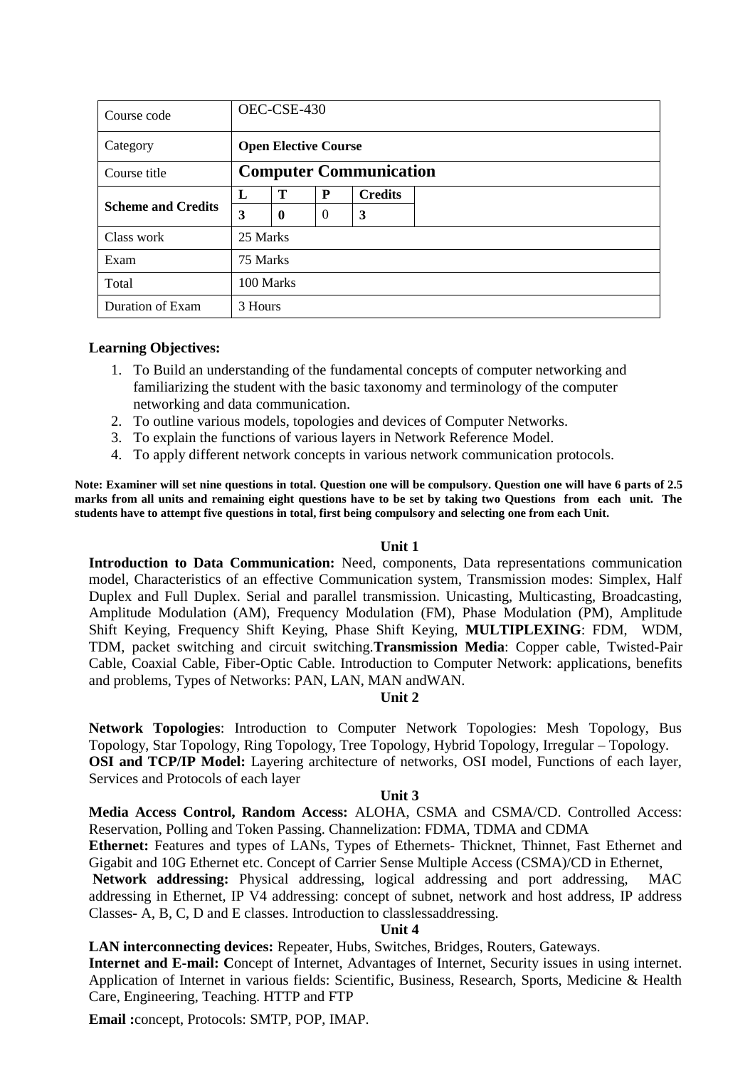| Course code | OEC-CSE-430 | | | | |
|---|---|---|---|---|---|
| Category | **Open Elective Course** | | | | |
| Course title | **Computer Communication** | | | | |
| **Scheme and Credits** | **L** | **T** | **P** | **Credits** | |
| | **3** | **0** | 0 | **3** | |
| Class work | 25 Marks | | | | |
| Exam | 75 Marks | | | | |
| Total | 100 Marks | | | | |
| Duration of Exam | 3 Hours | | | | |

**Learning Objectives:**

1. To Build an understanding of the fundamental concepts of computer networking and familiarizing the student with the basic taxonomy and terminology of the computer networking and data communication.
2. To outline various models, topologies and devices of Computer Networks.
3. To explain the functions of various layers in Network Reference Model.
4. To apply different network concepts in various network communication protocols.

**Note: Examiner will set nine questions in total. Question one will be compulsory. Question one will have 6 parts of 2.5 marks from all units and remaining eight questions have to be set by taking two Questions from each unit. The students have to attempt five questions in total, first being compulsory and selecting one from each Unit.**

**Unit 1**

**Introduction to Data Communication:** Need, components, Data representations communication model, Characteristics of an effective Communication system, Transmission modes: Simplex, Half Duplex and Full Duplex. Serial and parallel transmission. Unicasting, Multicasting, Broadcasting, Amplitude Modulation (AM), Frequency Modulation (FM), Phase Modulation (PM), Amplitude Shift Keying, Frequency Shift Keying, Phase Shift Keying, **MULTIPLEXING**: FDM, WDM, TDM, packet switching and circuit switching.**Transmission Media**: Copper cable, Twisted-Pair Cable, Coaxial Cable, Fiber-Optic Cable. Introduction to Computer Network: applications, benefits and problems, Types of Networks: PAN, LAN, MAN andWAN.

**Unit 2**

**Network Topologies**: Introduction to Computer Network Topologies: Mesh Topology, Bus Topology, Star Topology, Ring Topology, Tree Topology, Hybrid Topology, Irregular – Topology.
**OSI and TCP/IP Model:** Layering architecture of networks, OSI model, Functions of each layer, Services and Protocols of each layer

**Unit 3**

**Media Access Control, Random Access:** ALOHA, CSMA and CSMA/CD. Controlled Access: Reservation, Polling and Token Passing. Channelization: FDMA, TDMA and CDMA
**Ethernet:** Features and types of LANs, Types of Ethernets- Thicknet, Thinnet, Fast Ethernet and Gigabit and 10G Ethernet etc. Concept of Carrier Sense Multiple Access (CSMA)/CD in Ethernet,
**Network addressing:** Physical addressing, logical addressing and port addressing, MAC addressing in Ethernet, IP V4 addressing: concept of subnet, network and host address, IP address Classes- A, B, C, D and E classes. Introduction to classlessaddressing.

**Unit 4**

**LAN interconnecting devices:** Repeater, Hubs, Switches, Bridges, Routers, Gateways.
**Internet and E-mail: C**oncept of Internet, Advantages of Internet, Security issues in using internet. Application of Internet in various fields: Scientific, Business, Research, Sports, Medicine & Health Care, Engineering, Teaching. HTTP and FTP

**Email :**concept, Protocols: SMTP, POP, IMAP.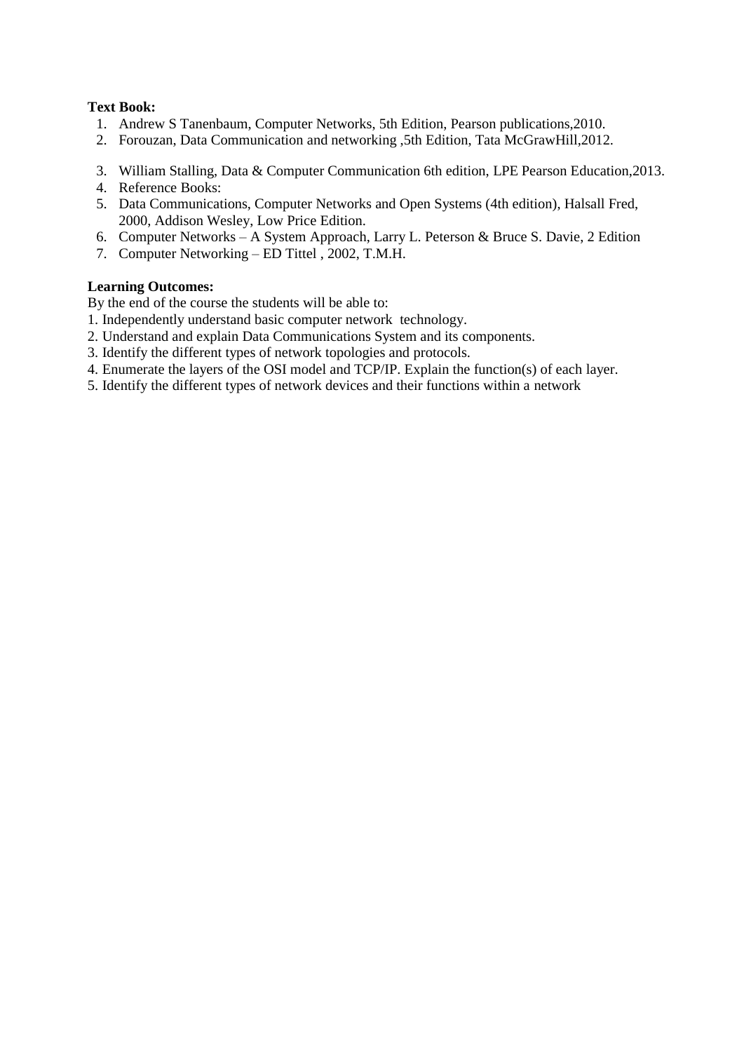**Text Book:**

1. Andrew S Tanenbaum, Computer Networks, 5th Edition, Pearson publications,2010.
2. Forouzan, Data Communication and networking ,5th Edition, Tata McGrawHill,2012.
3. William Stalling, Data & Computer Communication 6th edition, LPE Pearson Education,2013.
4. Reference Books:
5. Data Communications, Computer Networks and Open Systems (4th edition), Halsall Fred, 2000, Addison Wesley, Low Price Edition.
6. Computer Networks – A System Approach, Larry L. Peterson & Bruce S. Davie, 2 Edition
7. Computer Networking – ED Tittel , 2002, T.M.H.

**Learning Outcomes:**

By the end of the course the students will be able to:

1. Independently understand basic computer network technology.
2. Understand and explain Data Communications System and its components.
3. Identify the different types of network topologies and protocols.
4. Enumerate the layers of the OSI model and TCP/IP. Explain the function(s) of each layer.
5. Identify the different types of network devices and their functions within a network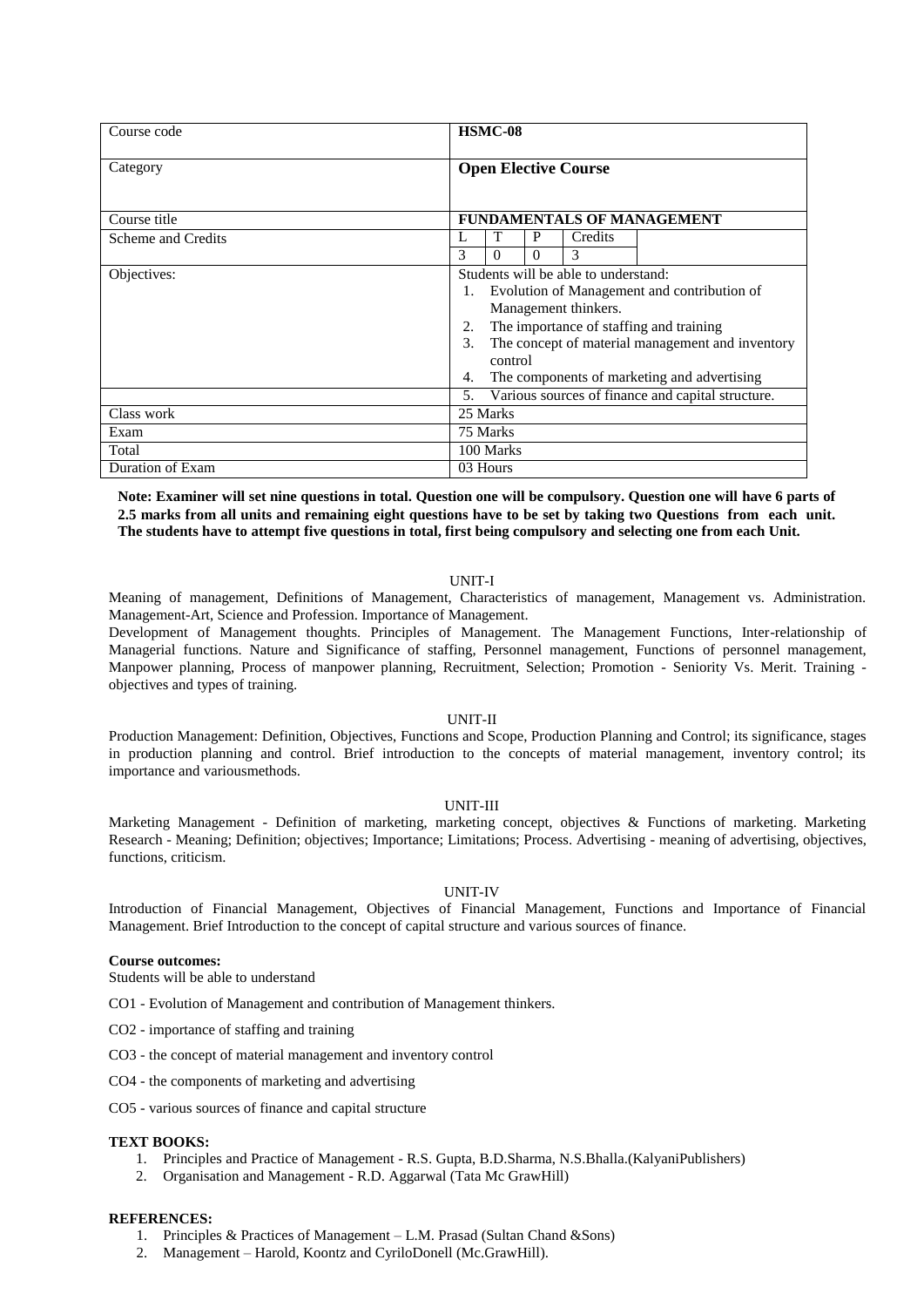| Course code | **HSMC-08** | | | | |
|---|---|---|---|---|---|
| Category | **Open Elective Course** | | | | |
| Course title | **FUNDAMENTALS OF MANAGEMENT** | | | | |
| Scheme and Credits | L | T | P | Credits | |
| | 3 | 0 | 0 | 3 | |
| Objectives: | Students will be able to understand:<br>1. Evolution of Management and contribution of Management thinkers.<br>2. The importance of staffing and training<br>3. The concept of material management and inventory control<br>4. The components of marketing and advertising | | | | |
| | 5. Various sources of finance and capital structure. | | | | |
| Class work | 25 Marks | | | | |
| Exam | 75 Marks | | | | |
| Total | 100 Marks | | | | |
| Duration of Exam | 03 Hours | | | | |

**Note: Examiner will set nine questions in total. Question one will be compulsory. Question one will have 6 parts of 2.5 marks from all units and remaining eight questions have to be set by taking two Questions from each unit. The students have to attempt five questions in total, first being compulsory and selecting one from each Unit.**

UNIT-I

Meaning of management, Definitions of Management, Characteristics of management, Management vs. Administration. Management-Art, Science and Profession. Importance of Management.

Development of Management thoughts. Principles of Management. The Management Functions, Inter-relationship of Managerial functions. Nature and Significance of staffing, Personnel management, Functions of personnel management, Manpower planning, Process of manpower planning, Recruitment, Selection; Promotion - Seniority Vs. Merit. Training - objectives and types of training.

UNIT-II

Production Management: Definition, Objectives, Functions and Scope, Production Planning and Control; its significance, stages in production planning and control. Brief introduction to the concepts of material management, inventory control; its importance and variousmethods.

UNIT-III

Marketing Management - Definition of marketing, marketing concept, objectives & Functions of marketing. Marketing Research - Meaning; Definition; objectives; Importance; Limitations; Process. Advertising - meaning of advertising, objectives, functions, criticism.

UNIT-IV

Introduction of Financial Management, Objectives of Financial Management, Functions and Importance of Financial Management. Brief Introduction to the concept of capital structure and various sources of finance.

**Course outcomes:**

Students will be able to understand

CO1 - Evolution of Management and contribution of Management thinkers.

CO2 - importance of staffing and training

CO3 - the concept of material management and inventory control

CO4 - the components of marketing and advertising

CO5 - various sources of finance and capital structure

**TEXT BOOKS:**

1. Principles and Practice of Management - R.S. Gupta, B.D.Sharma, N.S.Bhalla.(KalyaniPublishers)
2. Organisation and Management - R.D. Aggarwal (Tata Mc GrawHill)

**REFERENCES:**

1. Principles & Practices of Management – L.M. Prasad (Sultan Chand &Sons)
2. Management – Harold, Koontz and CyriloDonell (Mc.GrawHill).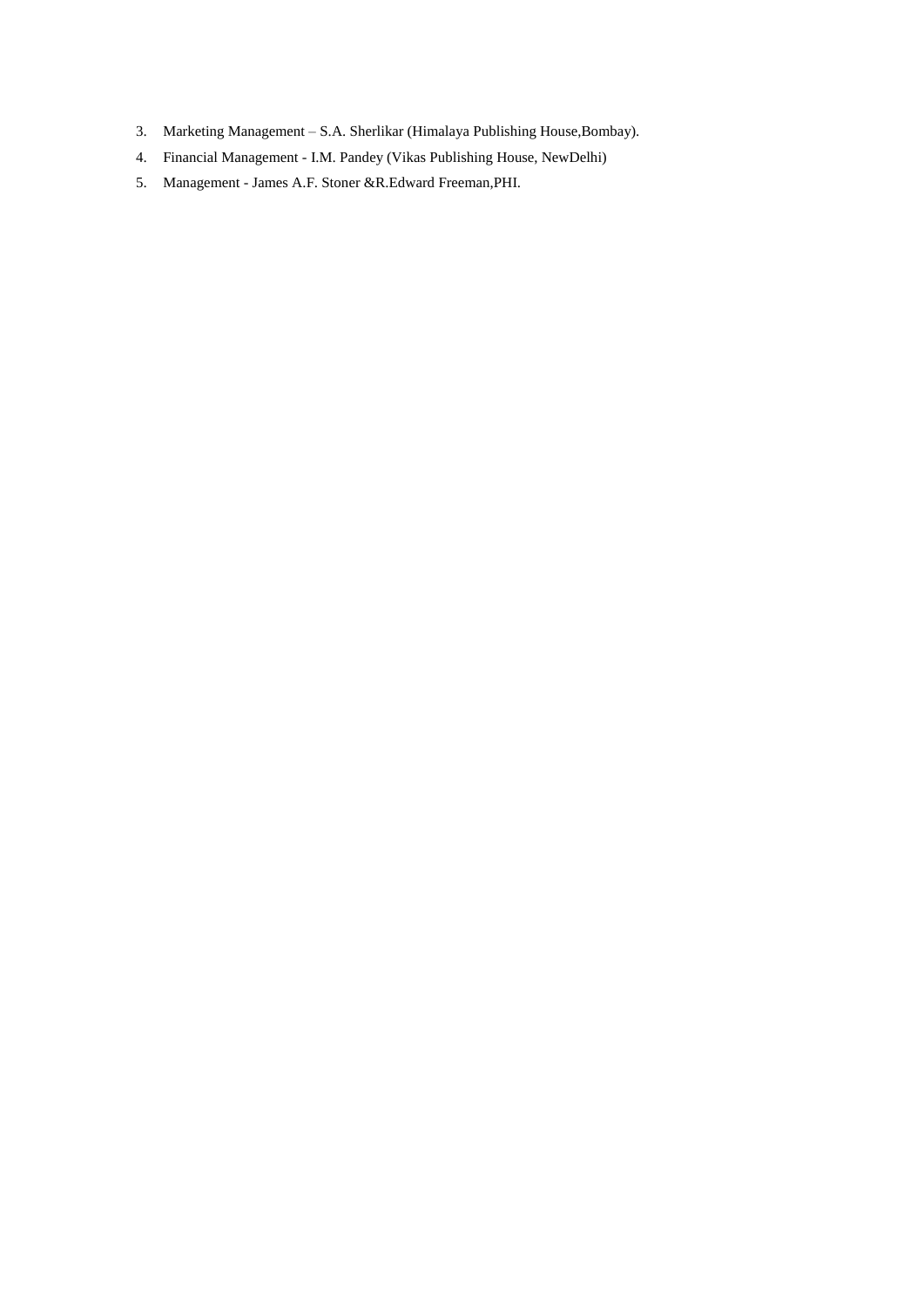3. Marketing Management – S.A. Sherlikar (Himalaya Publishing House,Bombay).
4. Financial Management - I.M. Pandey (Vikas Publishing House, NewDelhi)
5. Management - James A.F. Stoner &R.Edward Freeman,PHI.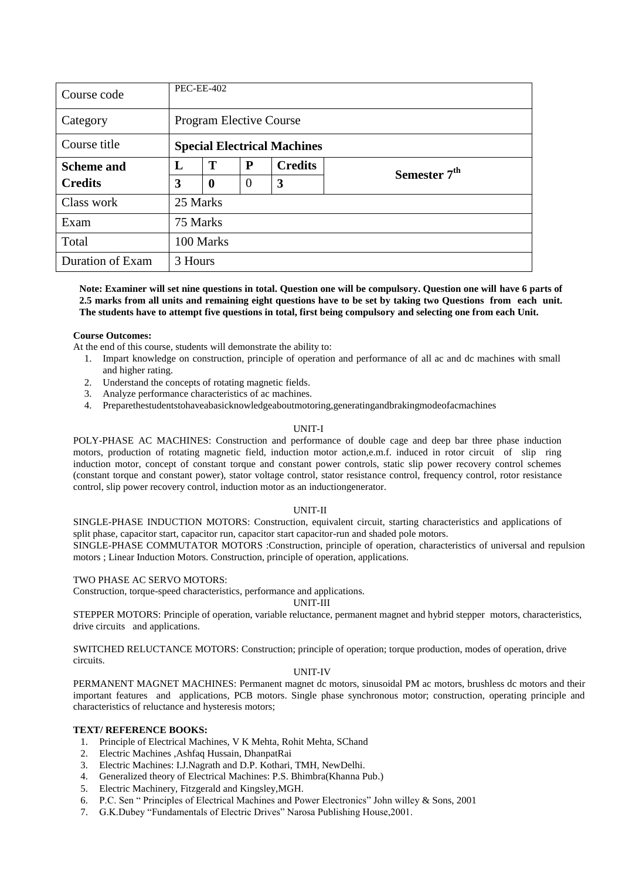| Course code | PEC-EE-402 | | | | |
|---|---|---|---|---|---|
| Category | Program Elective Course | | | | |
| Course title | **Special Electrical Machines** | | | | |
| **Scheme and Credits** | **L** | **T** | **P** | **Credits** | **Semester 7$^{th}$** |
| | **3** | **0** | 0 | **3** | |
| Class work | 25 Marks | | | | |
| Exam | 75 Marks | | | | |
| Total | 100 Marks | | | | |
| Duration of Exam | 3 Hours | | | | |

**Note: Examiner will set nine questions in total. Question one will be compulsory. Question one will have 6 parts of 2.5 marks from all units and remaining eight questions have to be set by taking two Questions from each unit. The students have to attempt five questions in total, first being compulsory and selecting one from each Unit.**

**Course Outcomes:**

At the end of this course, students will demonstrate the ability to:

1. Impart knowledge on construction, principle of operation and performance of all ac and dc machines with small and higher rating.
2. Understand the concepts of rotating magnetic fields.
3. Analyze performance characteristics of ac machines.
4. Preparethestudentstohaveabasicknowledgeaboutmotoring,generatingandbrakingmodeofacmachines

UNIT-I

POLY-PHASE AC MACHINES: Construction and performance of double cage and deep bar three phase induction motors, production of rotating magnetic field, induction motor action,e.m.f. induced in rotor circuit of slip ring induction motor, concept of constant torque and constant power controls, static slip power recovery control schemes (constant torque and constant power), stator voltage control, stator resistance control, frequency control, rotor resistance control, slip power recovery control, induction motor as an inductiongenerator.

UNIT-II

SINGLE-PHASE INDUCTION MOTORS: Construction, equivalent circuit, starting characteristics and applications of split phase, capacitor start, capacitor run, capacitor start capacitor-run and shaded pole motors.

SINGLE-PHASE COMMUTATOR MOTORS :Construction, principle of operation, characteristics of universal and repulsion motors ; Linear Induction Motors. Construction, principle of operation, applications.

TWO PHASE AC SERVO MOTORS:

Construction, torque-speed characteristics, performance and applications.

UNIT-III

STEPPER MOTORS: Principle of operation, variable reluctance, permanent magnet and hybrid stepper motors, characteristics, drive circuits and applications.

SWITCHED RELUCTANCE MOTORS: Construction; principle of operation; torque production, modes of operation, drive circuits.

UNIT-IV

PERMANENT MAGNET MACHINES: Permanent magnet dc motors, sinusoidal PM ac motors, brushless dc motors and their important features and applications, PCB motors. Single phase synchronous motor; construction, operating principle and characteristics of reluctance and hysteresis motors;

**TEXT/ REFERENCE BOOKS:**

1. Principle of Electrical Machines, V K Mehta, Rohit Mehta, SChand
2. Electric Machines ,Ashfaq Hussain, DhanpatRai
3. Electric Machines: I.J.Nagrath and D.P. Kothari, TMH, NewDelhi.
4. Generalized theory of Electrical Machines: P.S. Bhimbra(Khanna Pub.)
5. Electric Machinery, Fitzgerald and Kingsley,MGH.
6. P.C. Sen " Principles of Electrical Machines and Power Electronics" John willey & Sons, 2001
7. G.K.Dubey "Fundamentals of Electric Drives" Narosa Publishing House,2001.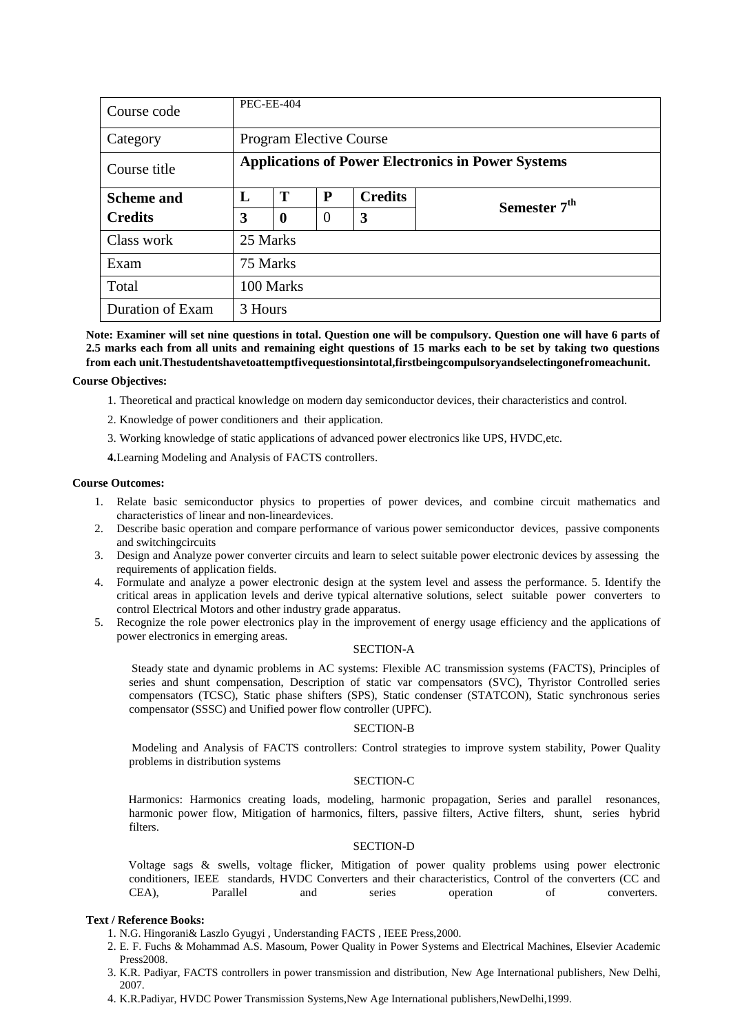| Course code | PEC-EE-404 | | | | |
|---|---|---|---|---|---|
| Category | Program Elective Course | | | | |
| Course title | **Applications of Power Electronics in Power Systems** | | | | |
| **Scheme and** | **L** | **T** | **P** | **Credits** | **Semester 7th** |
| **Credits** | **3** | **0** | 0 | **3** | |
| Class work | 25 Marks | | | | |
| Exam | 75 Marks | | | | |
| Total | 100 Marks | | | | |
| Duration of Exam | 3 Hours | | | | |

**Note: Examiner will set nine questions in total. Question one will be compulsory. Question one will have 6 parts of 2.5 marks each from all units and remaining eight questions of 15 marks each to be set by taking two questions from each unit.Thestudentshavetoattemptfivequestionsintotal,firstbeingcompulsoryandselectingonefromeachunit.**

**Course Objectives:**

1. Theoretical and practical knowledge on modern day semiconductor devices, their characteristics and control.
2. Knowledge of power conditioners and their application.
3. Working knowledge of static applications of advanced power electronics like UPS, HVDC,etc.
4. Learning Modeling and Analysis of FACTS controllers.

**Course Outcomes:**

1. Relate basic semiconductor physics to properties of power devices, and combine circuit mathematics and characteristics of linear and non-lineardevices.
2. Describe basic operation and compare performance of various power semiconductor devices, passive components and switchingcircuits
3. Design and Analyze power converter circuits and learn to select suitable power electronic devices by assessing the requirements of application fields.
4. Formulate and analyze a power electronic design at the system level and assess the performance. 5. Identify the critical areas in application levels and derive typical alternative solutions, select suitable power converters to control Electrical Motors and other industry grade apparatus.
5. Recognize the role power electronics play in the improvement of energy usage efficiency and the applications of power electronics in emerging areas.

SECTION-A

Steady state and dynamic problems in AC systems: Flexible AC transmission systems (FACTS), Principles of series and shunt compensation, Description of static var compensators (SVC), Thyristor Controlled series compensators (TCSC), Static phase shifters (SPS), Static condenser (STATCON), Static synchronous series compensator (SSSC) and Unified power flow controller (UPFC).

SECTION-B

Modeling and Analysis of FACTS controllers: Control strategies to improve system stability, Power Quality problems in distribution systems

SECTION-C

Harmonics: Harmonics creating loads, modeling, harmonic propagation, Series and parallel resonances, harmonic power flow, Mitigation of harmonics, filters, passive filters, Active filters, shunt, series hybrid filters.

SECTION-D

Voltage sags & swells, voltage flicker, Mitigation of power quality problems using power electronic conditioners, IEEE standards, HVDC Converters and their characteristics, Control of the converters (CC and CEA), Parallel and series operation of converters.

**Text / Reference Books:**

1. N.G. Hingorani& Laszlo Gyugyi , Understanding FACTS , IEEE Press,2000.
2. E. F. Fuchs & Mohammad A.S. Masoum, Power Quality in Power Systems and Electrical Machines, Elsevier Academic Press2008.
3. K.R. Padiyar, FACTS controllers in power transmission and distribution, New Age International publishers, New Delhi, 2007.
4. K.R.Padiyar, HVDC Power Transmission Systems,New Age International publishers,NewDelhi,1999.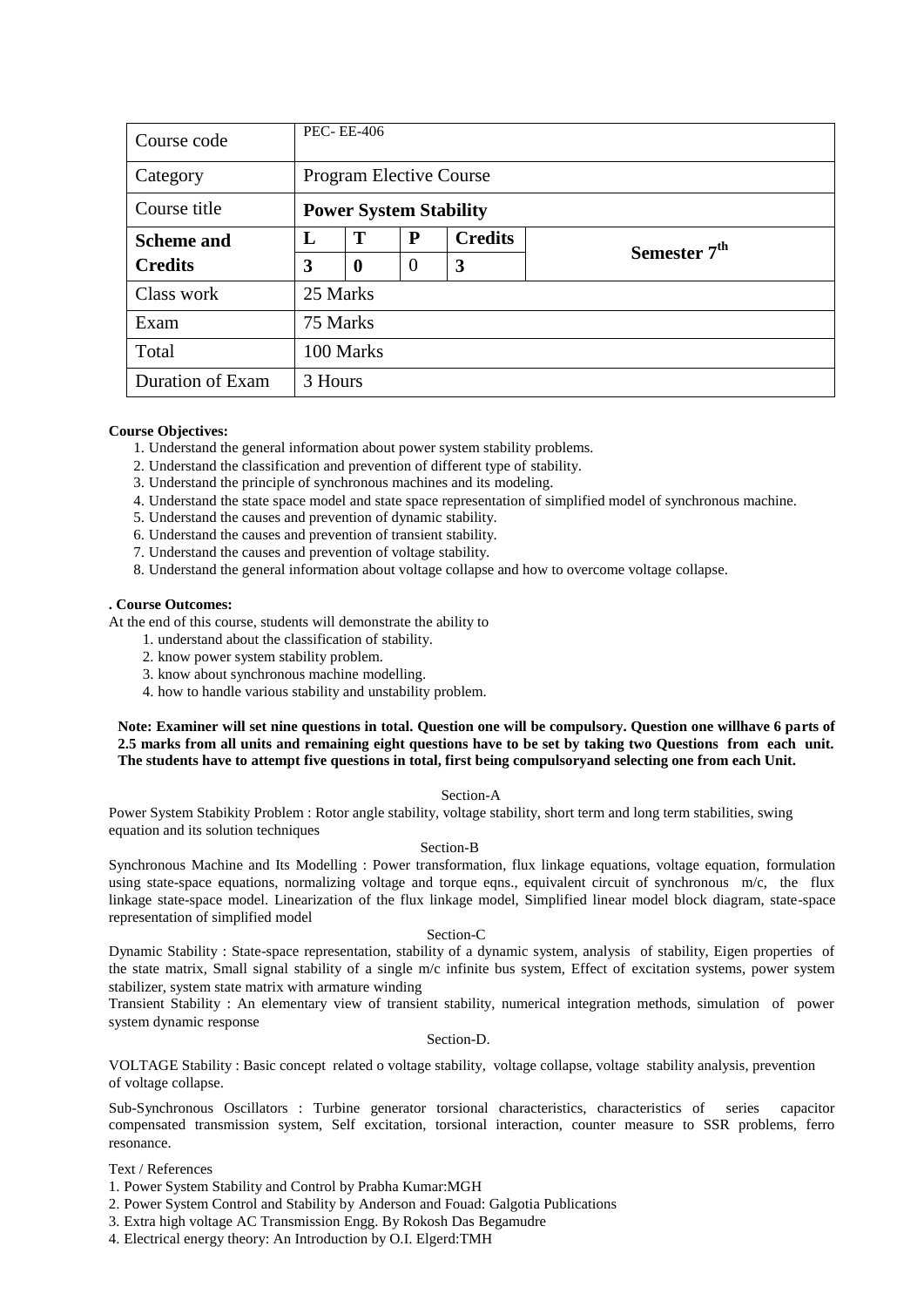| Course code | PEC- EE-406 | | | | |
|---|---|---|---|---|---|
| Category | Program Elective Course | | | | |
| Course title | **Power System Stability** | | | | |
| **Scheme and Credits** | **L** | **T** | **P** | **Credits** | **Semester 7th** |
| | **3** | **0** | 0 | **3** | |
| Class work | 25 Marks | | | | |
| Exam | 75 Marks | | | | |
| Total | 100 Marks | | | | |
| Duration of Exam | 3 Hours | | | | |

**Course Objectives:**

1. Understand the general information about power system stability problems.
2. Understand the classification and prevention of different type of stability.
3. Understand the principle of synchronous machines and its modeling.
4. Understand the state space model and state space representation of simplified model of synchronous machine.
5. Understand the causes and prevention of dynamic stability.
6. Understand the causes and prevention of transient stability.
7. Understand the causes and prevention of voltage stability.
8. Understand the general information about voltage collapse and how to overcome voltage collapse.

**. Course Outcomes:**

At the end of this course, students will demonstrate the ability to

1. understand about the classification of stability.
2. know power system stability problem.
3. know about synchronous machine modelling.
4. how to handle various stability and unstability problem.

**Note: Examiner will set nine questions in total. Question one will be compulsory. Question one willhave 6 parts of 2.5 marks from all units and remaining eight questions have to be set by taking two Questions from each unit. The students have to attempt five questions in total, first being compulsoryand selecting one from each Unit.**

Section-A

Power System Stabikity Problem : Rotor angle stability, voltage stability, short term and long term stabilities, swing equation and its solution techniques

Section-B

Synchronous Machine and Its Modelling : Power transformation, flux linkage equations, voltage equation, formulation using state-space equations, normalizing voltage and torque eqns., equivalent circuit of synchronous m/c, the flux linkage state-space model. Linearization of the flux linkage model, Simplified linear model block diagram, state-space representation of simplified model

Section-C

Dynamic Stability : State-space representation, stability of a dynamic system, analysis of stability, Eigen properties of the state matrix, Small signal stability of a single m/c infinite bus system, Effect of excitation systems, power system stabilizer, system state matrix with armature winding

Transient Stability : An elementary view of transient stability, numerical integration methods, simulation of power system dynamic response

Section-D.

VOLTAGE Stability : Basic concept related o voltage stability, voltage collapse, voltage stability analysis, prevention of voltage collapse.

Sub-Synchronous Oscillators : Turbine generator torsional characteristics, characteristics of series capacitor compensated transmission system, Self excitation, torsional interaction, counter measure to SSR problems, ferro resonance.

Text / References

1. Power System Stability and Control by Prabha Kumar:MGH
2. Power System Control and Stability by Anderson and Fouad: Galgotia Publications
3. Extra high voltage AC Transmission Engg. By Rokosh Das Begamudre
4. Electrical energy theory: An Introduction by O.I. Elgerd:TMH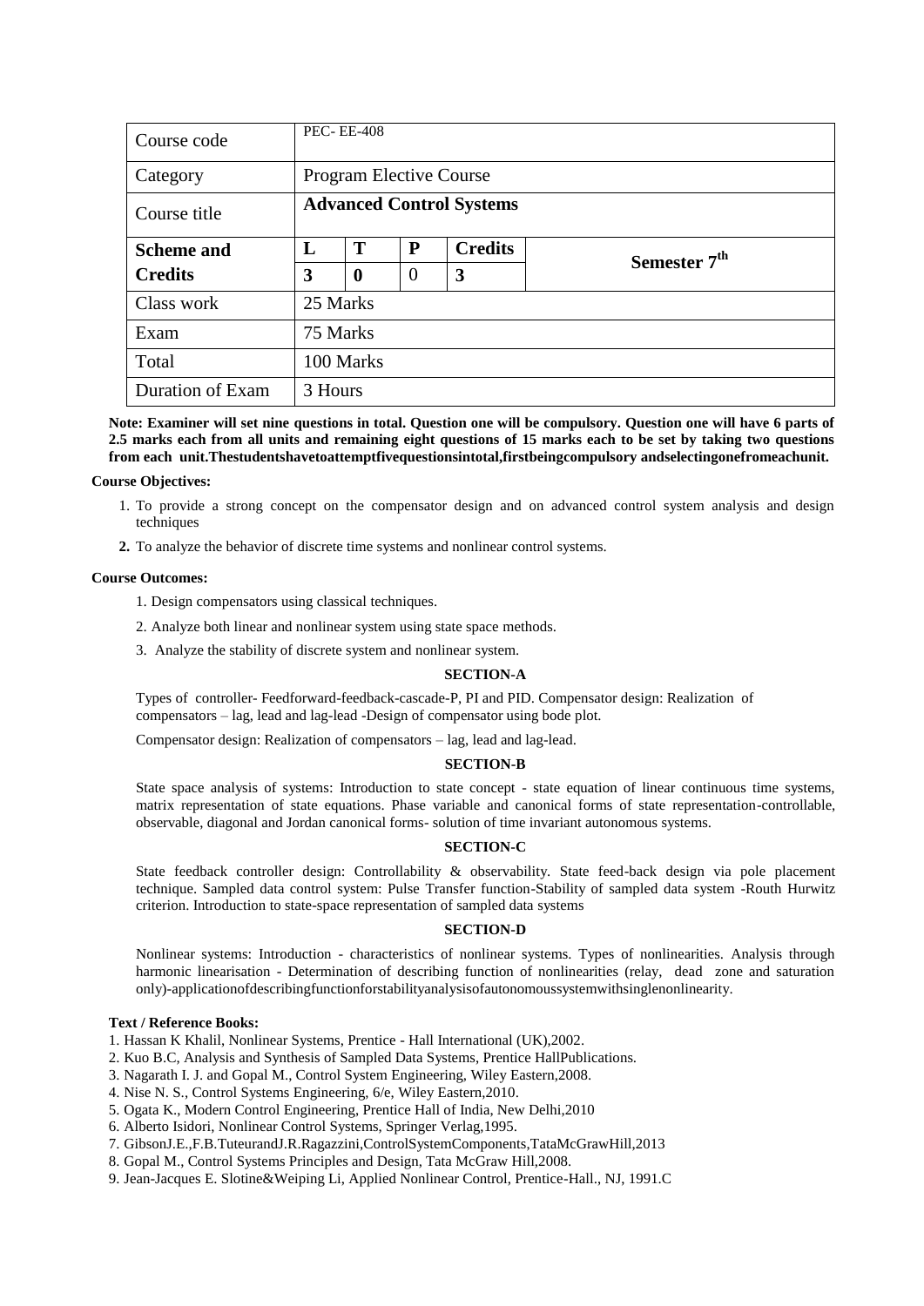| Course code | PEC- EE-408 | | | | |
|---|---|---|---|---|---|
| Category | Program Elective Course | | | | |
| Course title | **Advanced Control Systems** | | | | |
| **Scheme and Credits** | **L** | **T** | **P** | **Credits** | **Semester 7th** |
| | **3** | **0** | 0 | **3** | |
| Class work | 25 Marks | | | | |
| Exam | 75 Marks | | | | |
| Total | 100 Marks | | | | |
| Duration of Exam | 3 Hours | | | | |

**Note: Examiner will set nine questions in total. Question one will be compulsory. Question one will have 6 parts of 2.5 marks each from all units and remaining eight questions of 15 marks each to be set by taking two questions from each unit.Thestudentshavetoattemptfivequestionsintotal,firstbeingcompulsory andselectingonefromeachunit.**

**Course Objectives:**

1. To provide a strong concept on the compensator design and on advanced control system analysis and design techniques
2. To analyze the behavior of discrete time systems and nonlinear control systems.

**Course Outcomes:**

1. Design compensators using classical techniques.
2. Analyze both linear and nonlinear system using state space methods.
3. Analyze the stability of discrete system and nonlinear system.

**SECTION-A**

Types of controller- Feedforward-feedback-cascade-P, PI and PID. Compensator design: Realization of compensators – lag, lead and lag-lead -Design of compensator using bode plot.

Compensator design: Realization of compensators – lag, lead and lag-lead.

**SECTION-B**

State space analysis of systems: Introduction to state concept - state equation of linear continuous time systems, matrix representation of state equations. Phase variable and canonical forms of state representation-controllable, observable, diagonal and Jordan canonical forms- solution of time invariant autonomous systems.

**SECTION-C**

State feedback controller design: Controllability & observability. State feed-back design via pole placement technique. Sampled data control system: Pulse Transfer function-Stability of sampled data system -Routh Hurwitz criterion. Introduction to state-space representation of sampled data systems

**SECTION-D**

Nonlinear systems: Introduction - characteristics of nonlinear systems. Types of nonlinearities. Analysis through harmonic linearisation - Determination of describing function of nonlinearities (relay, dead zone and saturation only)-applicationofdescribingfunctionforstabilityanalysisofautonomoussystemwithsinglenonlinearity.

**Text / Reference Books:**

1. Hassan K Khalil, Nonlinear Systems, Prentice - Hall International (UK),2002.
2. Kuo B.C, Analysis and Synthesis of Sampled Data Systems, Prentice HallPublications.
3. Nagarath I. J. and Gopal M., Control System Engineering, Wiley Eastern,2008.
4. Nise N. S., Control Systems Engineering, 6/e, Wiley Eastern,2010.
5. Ogata K., Modern Control Engineering, Prentice Hall of India, New Delhi,2010
6. Alberto Isidori, Nonlinear Control Systems, Springer Verlag,1995.
7. GibsonJ.E.,F.B.TuteurandJ.R.Ragazzini,ControlSystemComponents,TataMcGrawHill,2013
8. Gopal M., Control Systems Principles and Design, Tata McGraw Hill,2008.
9. Jean-Jacques E. Slotine&Weiping Li, Applied Nonlinear Control, Prentice-Hall., NJ, 1991.C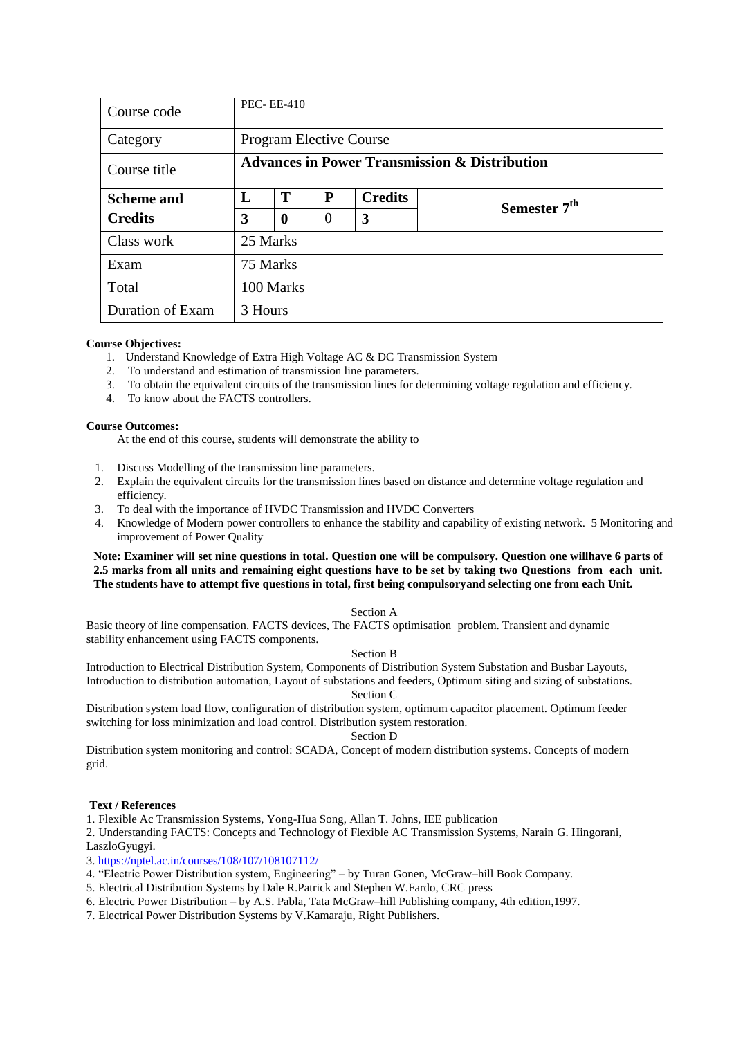| Course code | PEC- EE-410 | | | | |
|---|---|---|---|---|---|
| Category | Program Elective Course | | | | |
| Course title | **Advances in Power Transmission & Distribution** | | | | |
| **Scheme and Credits** | **L** | **T** | **P** | **Credits** | **Semester 7th** |
| | **3** | **0** | 0 | **3** | |
| Class work | 25 Marks | | | | |
| Exam | 75 Marks | | | | |
| Total | 100 Marks | | | | |
| Duration of Exam | 3 Hours | | | | |

**Course Objectives:**

1. Understand Knowledge of Extra High Voltage AC & DC Transmission System
2. To understand and estimation of transmission line parameters.
3. To obtain the equivalent circuits of the transmission lines for determining voltage regulation and efficiency.
4. To know about the FACTS controllers.

**Course Outcomes:**

At the end of this course, students will demonstrate the ability to

1. Discuss Modelling of the transmission line parameters.
2. Explain the equivalent circuits for the transmission lines based on distance and determine voltage regulation and efficiency.
3. To deal with the importance of HVDC Transmission and HVDC Converters
4. Knowledge of Modern power controllers to enhance the stability and capability of existing network. 5 Monitoring and improvement of Power Quality

**Note: Examiner will set nine questions in total. Question one will be compulsory. Question one willhave 6 parts of 2.5 marks from all units and remaining eight questions have to be set by taking two Questions from each unit. The students have to attempt five questions in total, first being compulsoryand selecting one from each Unit.**

Section A

Basic theory of line compensation. FACTS devices, The FACTS optimisation problem. Transient and dynamic stability enhancement using FACTS components.

Section B

Introduction to Electrical Distribution System, Components of Distribution System Substation and Busbar Layouts, Introduction to distribution automation, Layout of substations and feeders, Optimum siting and sizing of substations.

Section C

Distribution system load flow, configuration of distribution system, optimum capacitor placement. Optimum feeder switching for loss minimization and load control. Distribution system restoration.

Section D

Distribution system monitoring and control: SCADA, Concept of modern distribution systems. Concepts of modern grid.

**Text / References**

1. Flexible Ac Transmission Systems, Yong-Hua Song, Allan T. Johns, IEE publication
2. Understanding FACTS: Concepts and Technology of Flexible AC Transmission Systems, Narain G. Hingorani, LaszloGyugyi.
3. https://nptel.ac.in/courses/108/107/108107112/
4. "Electric Power Distribution system, Engineering" – by Turan Gonen, McGraw–hill Book Company.
5. Electrical Distribution Systems by Dale R.Patrick and Stephen W.Fardo, CRC press
6. Electric Power Distribution – by A.S. Pabla, Tata McGraw–hill Publishing company, 4th edition,1997.
7. Electrical Power Distribution Systems by V.Kamaraju, Right Publishers.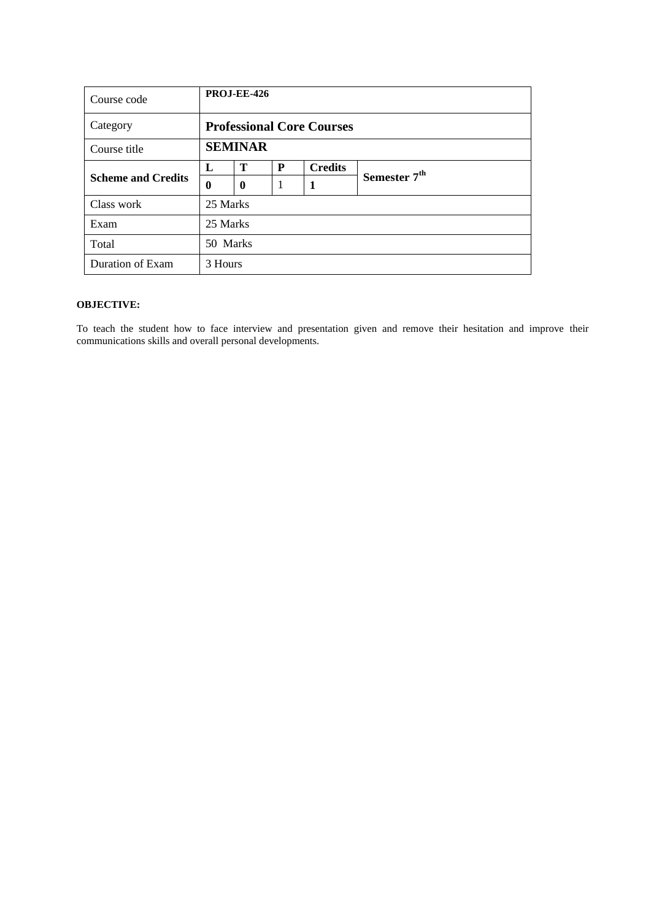| | | | | | |
|---|---|---|---|---|---|
| Course code | **PROJ-EE-426** | | | | |
| Category | **Professional Core Courses** | | | | |
| Course title | **SEMINAR** | | | | |
| **Scheme and Credits** | **L** | **T** | **P** | **Credits** | **Semester 7th** |
| | **0** | **0** | 1 | **1** | |
| Class work | 25 Marks | | | | |
| Exam | 25 Marks | | | | |
| Total | 50 Marks | | | | |
| Duration of Exam | 3 Hours | | | | |

**OBJECTIVE:**

To teach the student how to face interview and presentation given and remove their hesitation and improve their communications skills and overall personal developments.